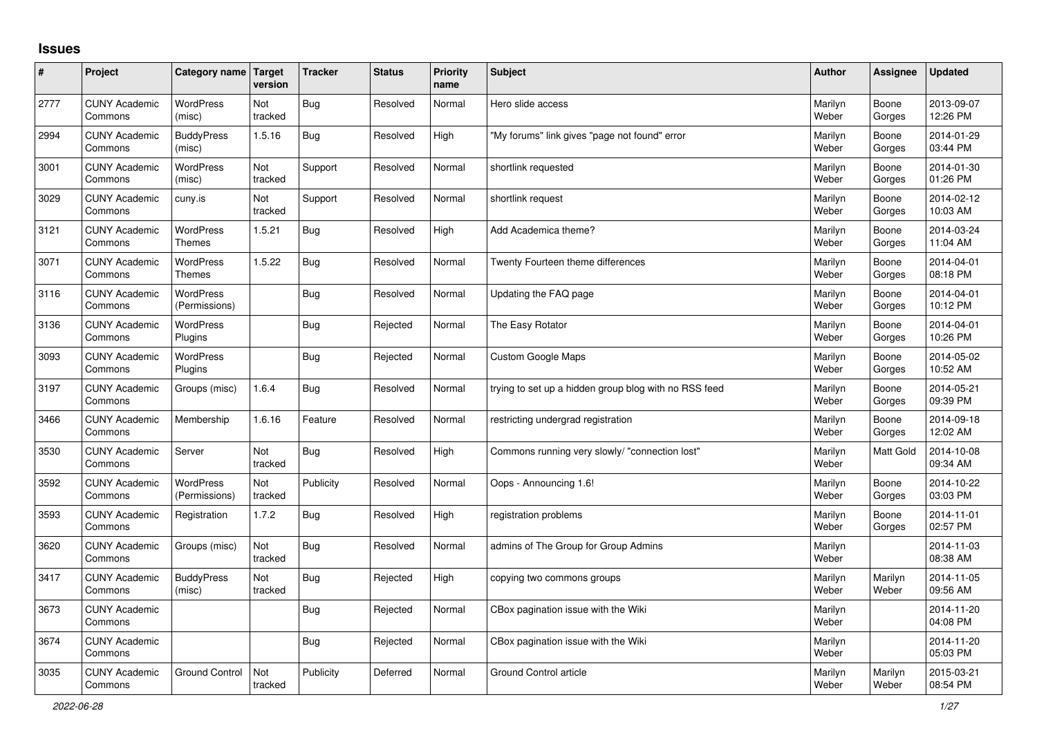# Issues

| # | Project | Category name | Target version | Tracker | Status | Priority name | Subject | Author | Assignee | Updated |
|---|---|---|---|---|---|---|---|---|---|---|
| 2777 | CUNY Academic Commons | WordPress (misc) | Not tracked | Bug | Resolved | Normal | Hero slide access | Marilyn Weber | Boone Gorges | 2013-09-07 12:26 PM |
| 2994 | CUNY Academic Commons | BuddyPress (misc) | 1.5.16 | Bug | Resolved | High | "My forums" link gives "page not found" error | Marilyn Weber | Boone Gorges | 2014-01-29 03:44 PM |
| 3001 | CUNY Academic Commons | WordPress (misc) | Not tracked | Support | Resolved | Normal | shortlink requested | Marilyn Weber | Boone Gorges | 2014-01-30 01:26 PM |
| 3029 | CUNY Academic Commons | cuny.is | Not tracked | Support | Resolved | Normal | shortlink request | Marilyn Weber | Boone Gorges | 2014-02-12 10:03 AM |
| 3121 | CUNY Academic Commons | WordPress Themes | 1.5.21 | Bug | Resolved | High | Add Academica theme? | Marilyn Weber | Boone Gorges | 2014-03-24 11:04 AM |
| 3071 | CUNY Academic Commons | WordPress Themes | 1.5.22 | Bug | Resolved | Normal | Twenty Fourteen theme differences | Marilyn Weber | Boone Gorges | 2014-04-01 08:18 PM |
| 3116 | CUNY Academic Commons | WordPress (Permissions) | | Bug | Resolved | Normal | Updating the FAQ page | Marilyn Weber | Boone Gorges | 2014-04-01 10:12 PM |
| 3136 | CUNY Academic Commons | WordPress Plugins | | Bug | Rejected | Normal | The Easy Rotator | Marilyn Weber | Boone Gorges | 2014-04-01 10:26 PM |
| 3093 | CUNY Academic Commons | WordPress Plugins | | Bug | Rejected | Normal | Custom Google Maps | Marilyn Weber | Boone Gorges | 2014-05-02 10:52 AM |
| 3197 | CUNY Academic Commons | Groups (misc) | 1.6.4 | Bug | Resolved | Normal | trying to set up a hidden group blog with no RSS feed | Marilyn Weber | Boone Gorges | 2014-05-21 09:39 PM |
| 3466 | CUNY Academic Commons | Membership | 1.6.16 | Feature | Resolved | Normal | restricting undergrad registration | Marilyn Weber | Boone Gorges | 2014-09-18 12:02 AM |
| 3530 | CUNY Academic Commons | Server | Not tracked | Bug | Resolved | High | Commons running very slowly/ "connection lost" | Marilyn Weber | Matt Gold | 2014-10-08 09:34 AM |
| 3592 | CUNY Academic Commons | WordPress (Permissions) | Not tracked | Publicity | Resolved | Normal | Oops - Announcing 1.6! | Marilyn Weber | Boone Gorges | 2014-10-22 03:03 PM |
| 3593 | CUNY Academic Commons | Registration | 1.7.2 | Bug | Resolved | High | registration problems | Marilyn Weber | Boone Gorges | 2014-11-01 02:57 PM |
| 3620 | CUNY Academic Commons | Groups (misc) | Not tracked | Bug | Resolved | Normal | admins of The Group for Group Admins | Marilyn Weber | | 2014-11-03 08:38 AM |
| 3417 | CUNY Academic Commons | BuddyPress (misc) | Not tracked | Bug | Rejected | High | copying two commons groups | Marilyn Weber | Marilyn Weber | 2014-11-05 09:56 AM |
| 3673 | CUNY Academic Commons | | | Bug | Rejected | Normal | CBox pagination issue with the Wiki | Marilyn Weber | | 2014-11-20 04:08 PM |
| 3674 | CUNY Academic Commons | | | Bug | Rejected | Normal | CBox pagination issue with the Wiki | Marilyn Weber | | 2014-11-20 05:03 PM |
| 3035 | CUNY Academic Commons | Ground Control | Not tracked | Publicity | Deferred | Normal | Ground Control article | Marilyn Weber | Marilyn Weber | 2015-03-21 08:54 PM |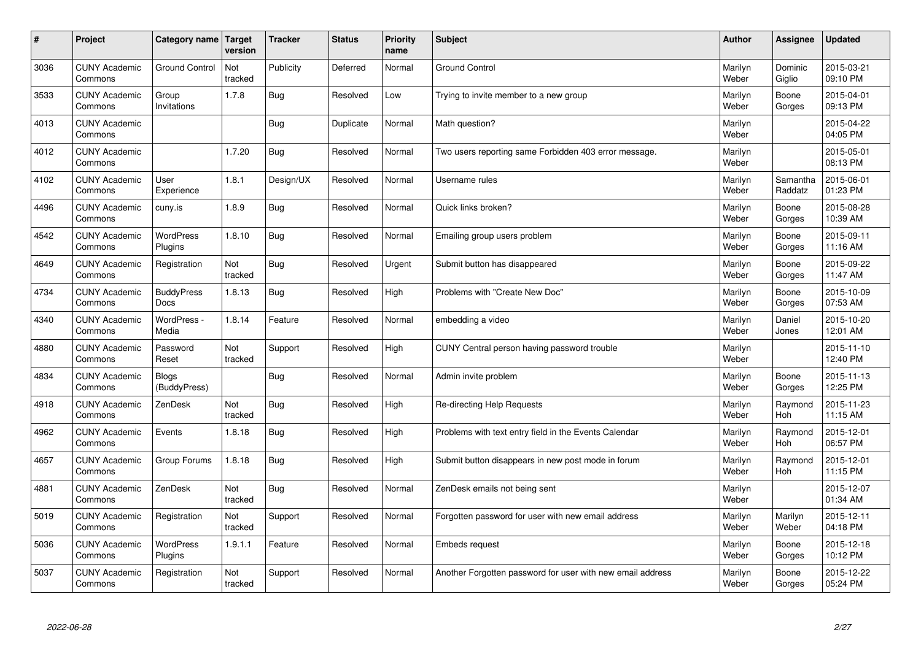| # | Project | Category name | Target version | Tracker | Status | Priority name | Subject | Author | Assignee | Updated |
|---|---|---|---|---|---|---|---|---|---|---|
| 3036 | CUNY Academic Commons | Ground Control | Not tracked | Publicity | Deferred | Normal | Ground Control | Marilyn Weber | Dominic Giglio | 2015-03-21 09:10 PM |
| 3533 | CUNY Academic Commons | Group Invitations | 1.7.8 | Bug | Resolved | Low | Trying to invite member to a new group | Marilyn Weber | Boone Gorges | 2015-04-01 09:13 PM |
| 4013 | CUNY Academic Commons | | | Bug | Duplicate | Normal | Math question? | Marilyn Weber | | 2015-04-22 04:05 PM |
| 4012 | CUNY Academic Commons | | 1.7.20 | Bug | Resolved | Normal | Two users reporting same Forbidden 403 error message. | Marilyn Weber | | 2015-05-01 08:13 PM |
| 4102 | CUNY Academic Commons | User Experience | 1.8.1 | Design/UX | Resolved | Normal | Username rules | Marilyn Weber | Samantha Raddatz | 2015-06-01 01:23 PM |
| 4496 | CUNY Academic Commons | cuny.is | 1.8.9 | Bug | Resolved | Normal | Quick links broken? | Marilyn Weber | Boone Gorges | 2015-08-28 10:39 AM |
| 4542 | CUNY Academic Commons | WordPress Plugins | 1.8.10 | Bug | Resolved | Normal | Emailing group users problem | Marilyn Weber | Boone Gorges | 2015-09-11 11:16 AM |
| 4649 | CUNY Academic Commons | Registration | Not tracked | Bug | Resolved | Urgent | Submit button has disappeared | Marilyn Weber | Boone Gorges | 2015-09-22 11:47 AM |
| 4734 | CUNY Academic Commons | BuddyPress Docs | 1.8.13 | Bug | Resolved | High | Problems with "Create New Doc" | Marilyn Weber | Boone Gorges | 2015-10-09 07:53 AM |
| 4340 | CUNY Academic Commons | WordPress - Media | 1.8.14 | Feature | Resolved | Normal | embedding a video | Marilyn Weber | Daniel Jones | 2015-10-20 12:01 AM |
| 4880 | CUNY Academic Commons | Password Reset | Not tracked | Support | Resolved | High | CUNY Central person having password trouble | Marilyn Weber | | 2015-11-10 12:40 PM |
| 4834 | CUNY Academic Commons | Blogs (BuddyPress) | | Bug | Resolved | Normal | Admin invite problem | Marilyn Weber | Boone Gorges | 2015-11-13 12:25 PM |
| 4918 | CUNY Academic Commons | ZenDesk | Not tracked | Bug | Resolved | High | Re-directing Help Requests | Marilyn Weber | Raymond Hoh | 2015-11-23 11:15 AM |
| 4962 | CUNY Academic Commons | Events | 1.8.18 | Bug | Resolved | High | Problems with text entry field in the Events Calendar | Marilyn Weber | Raymond Hoh | 2015-12-01 06:57 PM |
| 4657 | CUNY Academic Commons | Group Forums | 1.8.18 | Bug | Resolved | High | Submit button disappears in new post mode in forum | Marilyn Weber | Raymond Hoh | 2015-12-01 11:15 PM |
| 4881 | CUNY Academic Commons | ZenDesk | Not tracked | Bug | Resolved | Normal | ZenDesk emails not being sent | Marilyn Weber | | 2015-12-07 01:34 AM |
| 5019 | CUNY Academic Commons | Registration | Not tracked | Support | Resolved | Normal | Forgotten password for user with new email address | Marilyn Weber | Marilyn Weber | 2015-12-11 04:18 PM |
| 5036 | CUNY Academic Commons | WordPress Plugins | 1.9.1.1 | Feature | Resolved | Normal | Embeds request | Marilyn Weber | Boone Gorges | 2015-12-18 10:12 PM |
| 5037 | CUNY Academic Commons | Registration | Not tracked | Support | Resolved | Normal | Another Forgotten password for user with new email address | Marilyn Weber | Boone Gorges | 2015-12-22 05:24 PM |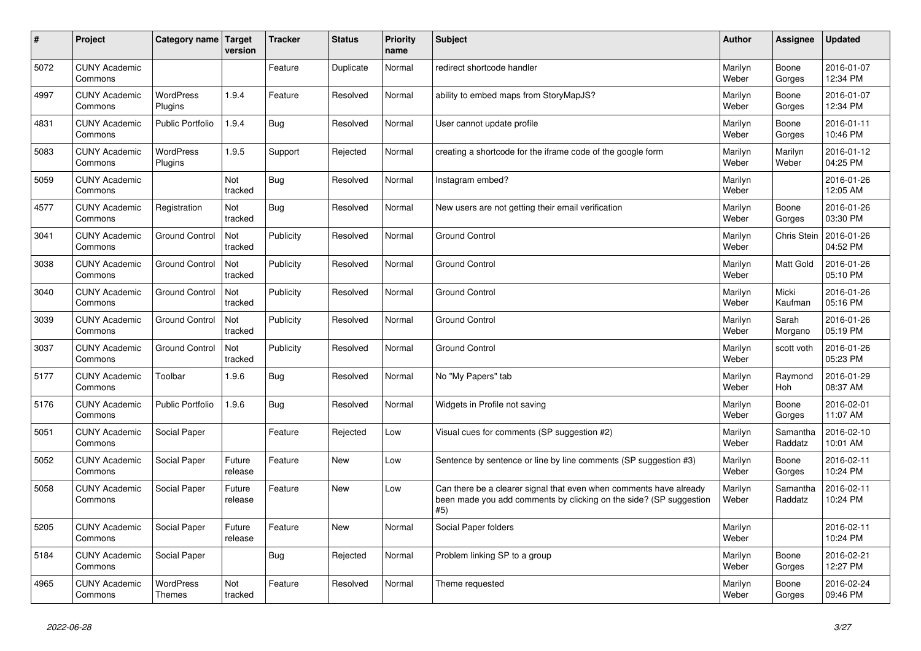| # | Project | Category name | Target version | Tracker | Status | Priority name | Subject | Author | Assignee | Updated |
|---|---|---|---|---|---|---|---|---|---|---|
| 5072 | CUNY Academic Commons | | | Feature | Duplicate | Normal | redirect shortcode handler | Marilyn Weber | Boone Gorges | 2016-01-07 12:34 PM |
| 4997 | CUNY Academic Commons | WordPress Plugins | 1.9.4 | Feature | Resolved | Normal | ability to embed maps from StoryMapJS? | Marilyn Weber | Boone Gorges | 2016-01-07 12:34 PM |
| 4831 | CUNY Academic Commons | Public Portfolio | 1.9.4 | Bug | Resolved | Normal | User cannot update profile | Marilyn Weber | Boone Gorges | 2016-01-11 10:46 PM |
| 5083 | CUNY Academic Commons | WordPress Plugins | 1.9.5 | Support | Rejected | Normal | creating a shortcode for the iframe code of the google form | Marilyn Weber | Marilyn Weber | 2016-01-12 04:25 PM |
| 5059 | CUNY Academic Commons | | Not tracked | Bug | Resolved | Normal | Instagram embed? | Marilyn Weber | | 2016-01-26 12:05 AM |
| 4577 | CUNY Academic Commons | Registration | Not tracked | Bug | Resolved | Normal | New users are not getting their email verification | Marilyn Weber | Boone Gorges | 2016-01-26 03:30 PM |
| 3041 | CUNY Academic Commons | Ground Control | Not tracked | Publicity | Resolved | Normal | Ground Control | Marilyn Weber | Chris Stein | 2016-01-26 04:52 PM |
| 3038 | CUNY Academic Commons | Ground Control | Not tracked | Publicity | Resolved | Normal | Ground Control | Marilyn Weber | Matt Gold | 2016-01-26 05:10 PM |
| 3040 | CUNY Academic Commons | Ground Control | Not tracked | Publicity | Resolved | Normal | Ground Control | Marilyn Weber | Micki Kaufman | 2016-01-26 05:16 PM |
| 3039 | CUNY Academic Commons | Ground Control | Not tracked | Publicity | Resolved | Normal | Ground Control | Marilyn Weber | Sarah Morgano | 2016-01-26 05:19 PM |
| 3037 | CUNY Academic Commons | Ground Control | Not tracked | Publicity | Resolved | Normal | Ground Control | Marilyn Weber | scott voth | 2016-01-26 05:23 PM |
| 5177 | CUNY Academic Commons | Toolbar | 1.9.6 | Bug | Resolved | Normal | No "My Papers" tab | Marilyn Weber | Raymond Hoh | 2016-01-29 08:37 AM |
| 5176 | CUNY Academic Commons | Public Portfolio | 1.9.6 | Bug | Resolved | Normal | Widgets in Profile not saving | Marilyn Weber | Boone Gorges | 2016-02-01 11:07 AM |
| 5051 | CUNY Academic Commons | Social Paper | | Feature | Rejected | Low | Visual cues for comments (SP suggestion #2) | Marilyn Weber | Samantha Raddatz | 2016-02-10 10:01 AM |
| 5052 | CUNY Academic Commons | Social Paper | Future release | Feature | New | Low | Sentence by sentence or line by line comments (SP suggestion #3) | Marilyn Weber | Boone Gorges | 2016-02-11 10:24 PM |
| 5058 | CUNY Academic Commons | Social Paper | Future release | Feature | New | Low | Can there be a clearer signal that even when comments have already been made you add comments by clicking on the side? (SP suggestion #5) | Marilyn Weber | Samantha Raddatz | 2016-02-11 10:24 PM |
| 5205 | CUNY Academic Commons | Social Paper | Future release | Feature | New | Normal | Social Paper folders | Marilyn Weber | | 2016-02-11 10:24 PM |
| 5184 | CUNY Academic Commons | Social Paper | | Bug | Rejected | Normal | Problem linking SP to a group | Marilyn Weber | Boone Gorges | 2016-02-21 12:27 PM |
| 4965 | CUNY Academic Commons | WordPress Themes | Not tracked | Feature | Resolved | Normal | Theme requested | Marilyn Weber | Boone Gorges | 2016-02-24 09:46 PM |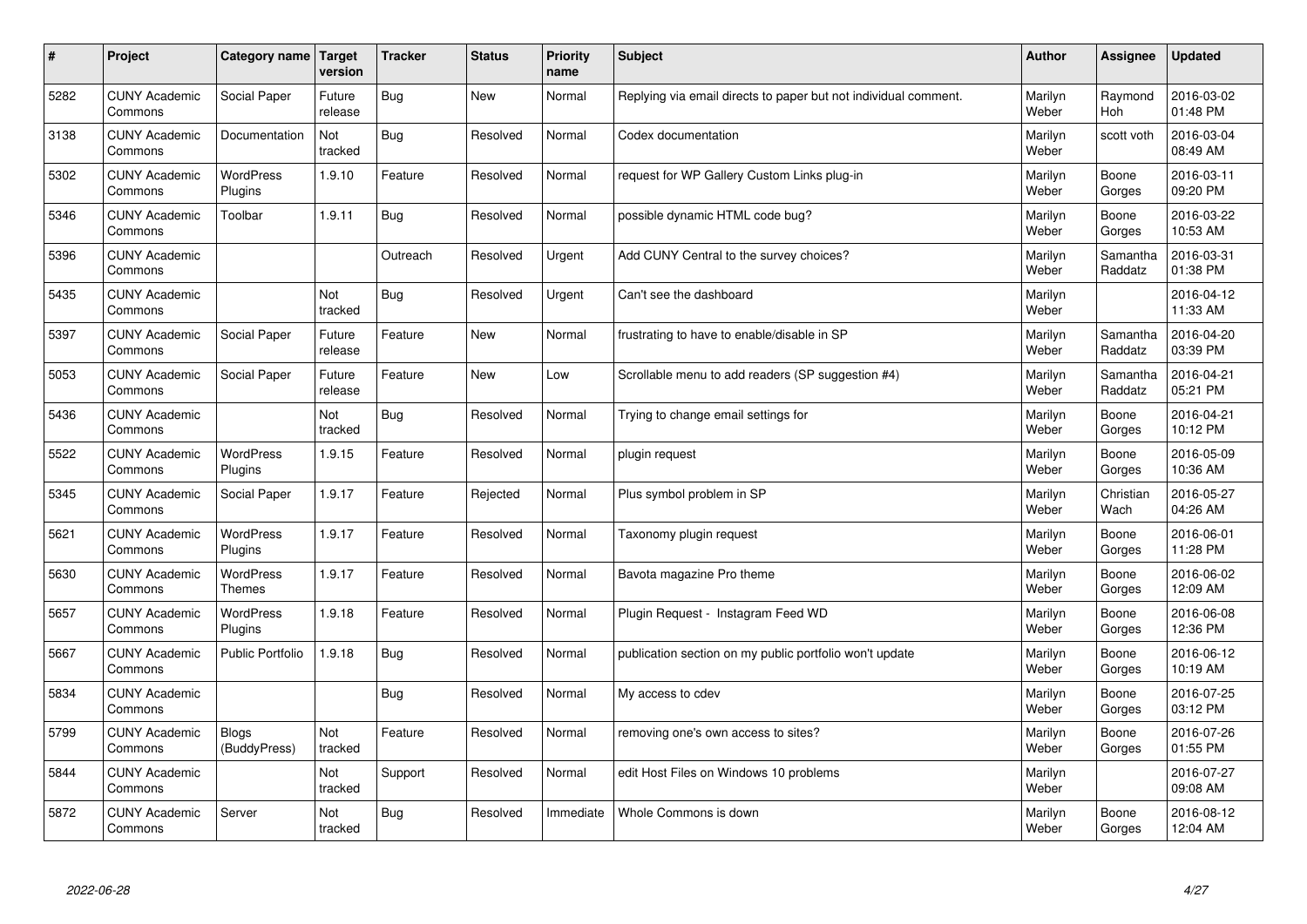| # | Project | Category name | Target version | Tracker | Status | Priority name | Subject | Author | Assignee | Updated |
|---|---|---|---|---|---|---|---|---|---|---|
| 5282 | CUNY Academic Commons | Social Paper | Future release | Bug | New | Normal | Replying via email directs to paper but not individual comment. | Marilyn Weber | Raymond Hoh | 2016-03-02 01:48 PM |
| 3138 | CUNY Academic Commons | Documentation | Not tracked | Bug | Resolved | Normal | Codex documentation | Marilyn Weber | scott voth | 2016-03-04 08:49 AM |
| 5302 | CUNY Academic Commons | WordPress Plugins | 1.9.10 | Feature | Resolved | Normal | request for WP Gallery Custom Links plug-in | Marilyn Weber | Boone Gorges | 2016-03-11 09:20 PM |
| 5346 | CUNY Academic Commons | Toolbar | 1.9.11 | Bug | Resolved | Normal | possible dynamic HTML code bug? | Marilyn Weber | Boone Gorges | 2016-03-22 10:53 AM |
| 5396 | CUNY Academic Commons | | | Outreach | Resolved | Urgent | Add CUNY Central to the survey choices? | Marilyn Weber | Samantha Raddatz | 2016-03-31 01:38 PM |
| 5435 | CUNY Academic Commons | | Not tracked | Bug | Resolved | Urgent | Can't see the dashboard | Marilyn Weber | | 2016-04-12 11:33 AM |
| 5397 | CUNY Academic Commons | Social Paper | Future release | Feature | New | Normal | frustrating to have to enable/disable in SP | Marilyn Weber | Samantha Raddatz | 2016-04-20 03:39 PM |
| 5053 | CUNY Academic Commons | Social Paper | Future release | Feature | New | Low | Scrollable menu to add readers (SP suggestion #4) | Marilyn Weber | Samantha Raddatz | 2016-04-21 05:21 PM |
| 5436 | CUNY Academic Commons | | Not tracked | Bug | Resolved | Normal | Trying to change email settings for | Marilyn Weber | Boone Gorges | 2016-04-21 10:12 PM |
| 5522 | CUNY Academic Commons | WordPress Plugins | 1.9.15 | Feature | Resolved | Normal | plugin request | Marilyn Weber | Boone Gorges | 2016-05-09 10:36 AM |
| 5345 | CUNY Academic Commons | Social Paper | 1.9.17 | Feature | Rejected | Normal | Plus symbol problem in SP | Marilyn Weber | Christian Wach | 2016-05-27 04:26 AM |
| 5621 | CUNY Academic Commons | WordPress Plugins | 1.9.17 | Feature | Resolved | Normal | Taxonomy plugin request | Marilyn Weber | Boone Gorges | 2016-06-01 11:28 PM |
| 5630 | CUNY Academic Commons | WordPress Themes | 1.9.17 | Feature | Resolved | Normal | Bavota magazine Pro theme | Marilyn Weber | Boone Gorges | 2016-06-02 12:09 AM |
| 5657 | CUNY Academic Commons | WordPress Plugins | 1.9.18 | Feature | Resolved | Normal | Plugin Request - Instagram Feed WD | Marilyn Weber | Boone Gorges | 2016-06-08 12:36 PM |
| 5667 | CUNY Academic Commons | Public Portfolio | 1.9.18 | Bug | Resolved | Normal | publication section on my public portfolio won't update | Marilyn Weber | Boone Gorges | 2016-06-12 10:19 AM |
| 5834 | CUNY Academic Commons | | | Bug | Resolved | Normal | My access to cdev | Marilyn Weber | Boone Gorges | 2016-07-25 03:12 PM |
| 5799 | CUNY Academic Commons | Blogs (BuddyPress) | Not tracked | Feature | Resolved | Normal | removing one's own access to sites? | Marilyn Weber | Boone Gorges | 2016-07-26 01:55 PM |
| 5844 | CUNY Academic Commons | | Not tracked | Support | Resolved | Normal | edit Host Files on Windows 10 problems | Marilyn Weber | | 2016-07-27 09:08 AM |
| 5872 | CUNY Academic Commons | Server | Not tracked | Bug | Resolved | Immediate | Whole Commons is down | Marilyn Weber | Boone Gorges | 2016-08-12 12:04 AM |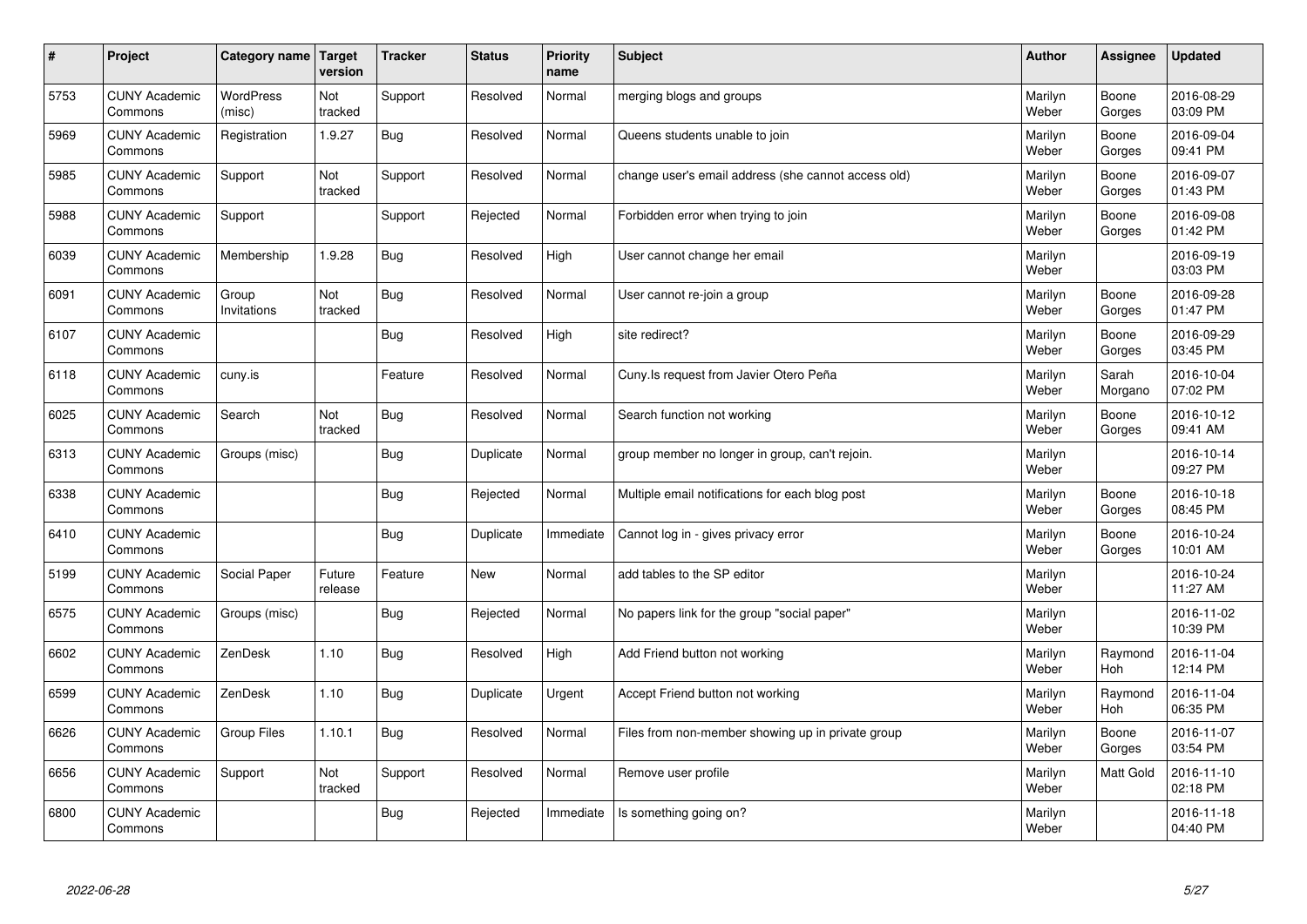| # | Project | Category name | Target version | Tracker | Status | Priority name | Subject | Author | Assignee | Updated |
|---|---|---|---|---|---|---|---|---|---|---|
| 5753 | CUNY Academic Commons | WordPress (misc) | Not tracked | Support | Resolved | Normal | merging blogs and groups | Marilyn Weber | Boone Gorges | 2016-08-29 03:09 PM |
| 5969 | CUNY Academic Commons | Registration | 1.9.27 | Bug | Resolved | Normal | Queens students unable to join | Marilyn Weber | Boone Gorges | 2016-09-04 09:41 PM |
| 5985 | CUNY Academic Commons | Support | Not tracked | Support | Resolved | Normal | change user's email address (she cannot access old) | Marilyn Weber | Boone Gorges | 2016-09-07 01:43 PM |
| 5988 | CUNY Academic Commons | Support | | Support | Rejected | Normal | Forbidden error when trying to join | Marilyn Weber | Boone Gorges | 2016-09-08 01:42 PM |
| 6039 | CUNY Academic Commons | Membership | 1.9.28 | Bug | Resolved | High | User cannot change her email | Marilyn Weber | | 2016-09-19 03:03 PM |
| 6091 | CUNY Academic Commons | Group Invitations | Not tracked | Bug | Resolved | Normal | User cannot re-join a group | Marilyn Weber | Boone Gorges | 2016-09-28 01:47 PM |
| 6107 | CUNY Academic Commons | | | Bug | Resolved | High | site redirect? | Marilyn Weber | Boone Gorges | 2016-09-29 03:45 PM |
| 6118 | CUNY Academic Commons | cuny.is | | Feature | Resolved | Normal | Cuny.Is request from Javier Otero Peña | Marilyn Weber | Sarah Morgano | 2016-10-04 07:02 PM |
| 6025 | CUNY Academic Commons | Search | Not tracked | Bug | Resolved | Normal | Search function not working | Marilyn Weber | Boone Gorges | 2016-10-12 09:41 AM |
| 6313 | CUNY Academic Commons | Groups (misc) | | Bug | Duplicate | Normal | group member no longer in group, can't rejoin. | Marilyn Weber | | 2016-10-14 09:27 PM |
| 6338 | CUNY Academic Commons | | | Bug | Rejected | Normal | Multiple email notifications for each blog post | Marilyn Weber | Boone Gorges | 2016-10-18 08:45 PM |
| 6410 | CUNY Academic Commons | | | Bug | Duplicate | Immediate | Cannot log in - gives privacy error | Marilyn Weber | Boone Gorges | 2016-10-24 10:01 AM |
| 5199 | CUNY Academic Commons | Social Paper | Future release | Feature | New | Normal | add tables to the SP editor | Marilyn Weber | | 2016-10-24 11:27 AM |
| 6575 | CUNY Academic Commons | Groups (misc) | | Bug | Rejected | Normal | No papers link for the group "social paper" | Marilyn Weber | | 2016-11-02 10:39 PM |
| 6602 | CUNY Academic Commons | ZenDesk | 1.10 | Bug | Resolved | High | Add Friend button not working | Marilyn Weber | Raymond Hoh | 2016-11-04 12:14 PM |
| 6599 | CUNY Academic Commons | ZenDesk | 1.10 | Bug | Duplicate | Urgent | Accept Friend button not working | Marilyn Weber | Raymond Hoh | 2016-11-04 06:35 PM |
| 6626 | CUNY Academic Commons | Group Files | 1.10.1 | Bug | Resolved | Normal | Files from non-member showing up in private group | Marilyn Weber | Boone Gorges | 2016-11-07 03:54 PM |
| 6656 | CUNY Academic Commons | Support | Not tracked | Support | Resolved | Normal | Remove user profile | Marilyn Weber | Matt Gold | 2016-11-10 02:18 PM |
| 6800 | CUNY Academic Commons | | | Bug | Rejected | Immediate | Is something going on? | Marilyn Weber | | 2016-11-18 04:40 PM |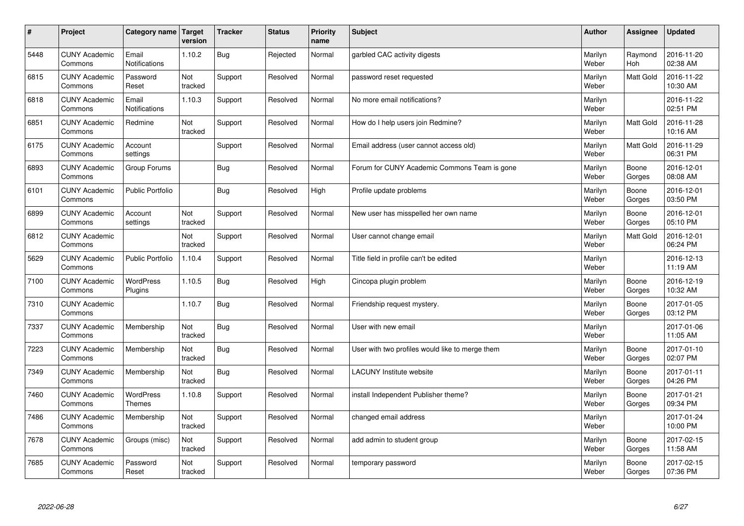| # | Project | Category name | Target version | Tracker | Status | Priority name | Subject | Author | Assignee | Updated |
|---|---|---|---|---|---|---|---|---|---|---|
| 5448 | CUNY Academic Commons | Email Notifications | 1.10.2 | Bug | Rejected | Normal | garbled CAC activity digests | Marilyn Weber | Raymond Hoh | 2016-11-20 02:38 AM |
| 6815 | CUNY Academic Commons | Password Reset | Not tracked | Support | Resolved | Normal | password reset requested | Marilyn Weber | Matt Gold | 2016-11-22 10:30 AM |
| 6818 | CUNY Academic Commons | Email Notifications | 1.10.3 | Support | Resolved | Normal | No more email notifications? | Marilyn Weber | | 2016-11-22 02:51 PM |
| 6851 | CUNY Academic Commons | Redmine | Not tracked | Support | Resolved | Normal | How do I help users join Redmine? | Marilyn Weber | Matt Gold | 2016-11-28 10:16 AM |
| 6175 | CUNY Academic Commons | Account settings | | Support | Resolved | Normal | Email address (user cannot access old) | Marilyn Weber | Matt Gold | 2016-11-29 06:31 PM |
| 6893 | CUNY Academic Commons | Group Forums | | Bug | Resolved | Normal | Forum for CUNY Academic Commons Team is gone | Marilyn Weber | Boone Gorges | 2016-12-01 08:08 AM |
| 6101 | CUNY Academic Commons | Public Portfolio | | Bug | Resolved | High | Profile update problems | Marilyn Weber | Boone Gorges | 2016-12-01 03:50 PM |
| 6899 | CUNY Academic Commons | Account settings | Not tracked | Support | Resolved | Normal | New user has misspelled her own name | Marilyn Weber | Boone Gorges | 2016-12-01 05:10 PM |
| 6812 | CUNY Academic Commons | | Not tracked | Support | Resolved | Normal | User cannot change email | Marilyn Weber | Matt Gold | 2016-12-01 06:24 PM |
| 5629 | CUNY Academic Commons | Public Portfolio | 1.10.4 | Support | Resolved | Normal | Title field in profile can't be edited | Marilyn Weber | | 2016-12-13 11:19 AM |
| 7100 | CUNY Academic Commons | WordPress Plugins | 1.10.5 | Bug | Resolved | High | Cincopa plugin problem | Marilyn Weber | Boone Gorges | 2016-12-19 10:32 AM |
| 7310 | CUNY Academic Commons | | 1.10.7 | Bug | Resolved | Normal | Friendship request mystery. | Marilyn Weber | Boone Gorges | 2017-01-05 03:12 PM |
| 7337 | CUNY Academic Commons | Membership | Not tracked | Bug | Resolved | Normal | User with new email | Marilyn Weber | | 2017-01-06 11:05 AM |
| 7223 | CUNY Academic Commons | Membership | Not tracked | Bug | Resolved | Normal | User with two profiles would like to merge them | Marilyn Weber | Boone Gorges | 2017-01-10 02:07 PM |
| 7349 | CUNY Academic Commons | Membership | Not tracked | Bug | Resolved | Normal | LACUNY Institute website | Marilyn Weber | Boone Gorges | 2017-01-11 04:26 PM |
| 7460 | CUNY Academic Commons | WordPress Themes | 1.10.8 | Support | Resolved | Normal | install Independent Publisher theme? | Marilyn Weber | Boone Gorges | 2017-01-21 09:34 PM |
| 7486 | CUNY Academic Commons | Membership | Not tracked | Support | Resolved | Normal | changed email address | Marilyn Weber | | 2017-01-24 10:00 PM |
| 7678 | CUNY Academic Commons | Groups (misc) | Not tracked | Support | Resolved | Normal | add admin to student group | Marilyn Weber | Boone Gorges | 2017-02-15 11:58 AM |
| 7685 | CUNY Academic Commons | Password Reset | Not tracked | Support | Resolved | Normal | temporary password | Marilyn Weber | Boone Gorges | 2017-02-15 07:36 PM |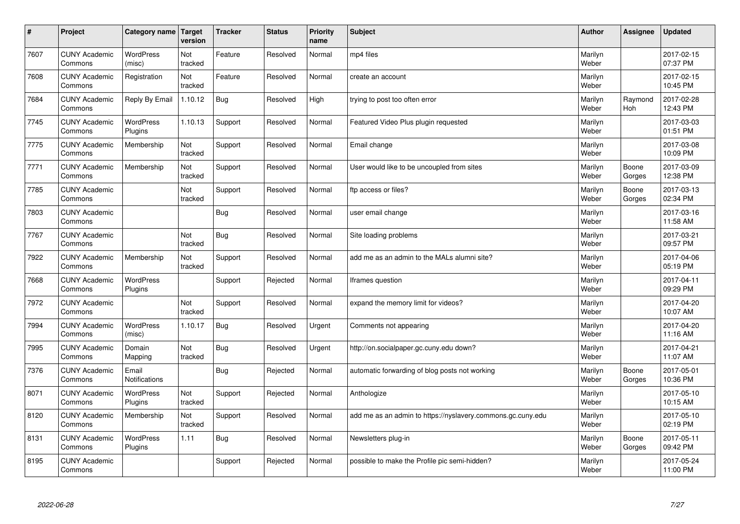| # | Project | Category name | Target version | Tracker | Status | Priority name | Subject | Author | Assignee | Updated |
|---|---|---|---|---|---|---|---|---|---|---|
| 7607 | CUNY Academic Commons | WordPress (misc) | Not tracked | Feature | Resolved | Normal | mp4 files | Marilyn Weber | | 2017-02-15 07:37 PM |
| 7608 | CUNY Academic Commons | Registration | Not tracked | Feature | Resolved | Normal | create an account | Marilyn Weber | | 2017-02-15 10:45 PM |
| 7684 | CUNY Academic Commons | Reply By Email | 1.10.12 | Bug | Resolved | High | trying to post too often error | Marilyn Weber | Raymond Hoh | 2017-02-28 12:43 PM |
| 7745 | CUNY Academic Commons | WordPress Plugins | 1.10.13 | Support | Resolved | Normal | Featured Video Plus plugin requested | Marilyn Weber | | 2017-03-03 01:51 PM |
| 7775 | CUNY Academic Commons | Membership | Not tracked | Support | Resolved | Normal | Email change | Marilyn Weber | | 2017-03-08 10:09 PM |
| 7771 | CUNY Academic Commons | Membership | Not tracked | Support | Resolved | Normal | User would like to be uncoupled from sites | Marilyn Weber | Boone Gorges | 2017-03-09 12:38 PM |
| 7785 | CUNY Academic Commons | | Not tracked | Support | Resolved | Normal | ftp access or files? | Marilyn Weber | Boone Gorges | 2017-03-13 02:34 PM |
| 7803 | CUNY Academic Commons | | | Bug | Resolved | Normal | user email change | Marilyn Weber | | 2017-03-16 11:58 AM |
| 7767 | CUNY Academic Commons | | Not tracked | Bug | Resolved | Normal | Site loading problems | Marilyn Weber | | 2017-03-21 09:57 PM |
| 7922 | CUNY Academic Commons | Membership | Not tracked | Support | Resolved | Normal | add me as an admin to the MALs alumni site? | Marilyn Weber | | 2017-04-06 05:19 PM |
| 7668 | CUNY Academic Commons | WordPress Plugins | | Support | Rejected | Normal | Iframes question | Marilyn Weber | | 2017-04-11 09:29 PM |
| 7972 | CUNY Academic Commons | | Not tracked | Support | Resolved | Normal | expand the memory limit for videos? | Marilyn Weber | | 2017-04-20 10:07 AM |
| 7994 | CUNY Academic Commons | WordPress (misc) | 1.10.17 | Bug | Resolved | Urgent | Comments not appearing | Marilyn Weber | | 2017-04-20 11:16 AM |
| 7995 | CUNY Academic Commons | Domain Mapping | Not tracked | Bug | Resolved | Urgent | http://on.socialpaper.gc.cuny.edu down? | Marilyn Weber | | 2017-04-21 11:07 AM |
| 7376 | CUNY Academic Commons | Email Notifications | | Bug | Rejected | Normal | automatic forwarding of blog posts not working | Marilyn Weber | Boone Gorges | 2017-05-01 10:36 PM |
| 8071 | CUNY Academic Commons | WordPress Plugins | Not tracked | Support | Rejected | Normal | Anthologize | Marilyn Weber | | 2017-05-10 10:15 AM |
| 8120 | CUNY Academic Commons | Membership | Not tracked | Support | Resolved | Normal | add me as an admin to https://nyslavery.commons.gc.cuny.edu | Marilyn Weber | | 2017-05-10 02:19 PM |
| 8131 | CUNY Academic Commons | WordPress Plugins | 1.11 | Bug | Resolved | Normal | Newsletters plug-in | Marilyn Weber | Boone Gorges | 2017-05-11 09:42 PM |
| 8195 | CUNY Academic Commons | | | Support | Rejected | Normal | possible to make the Profile pic semi-hidden? | Marilyn Weber | | 2017-05-24 11:00 PM |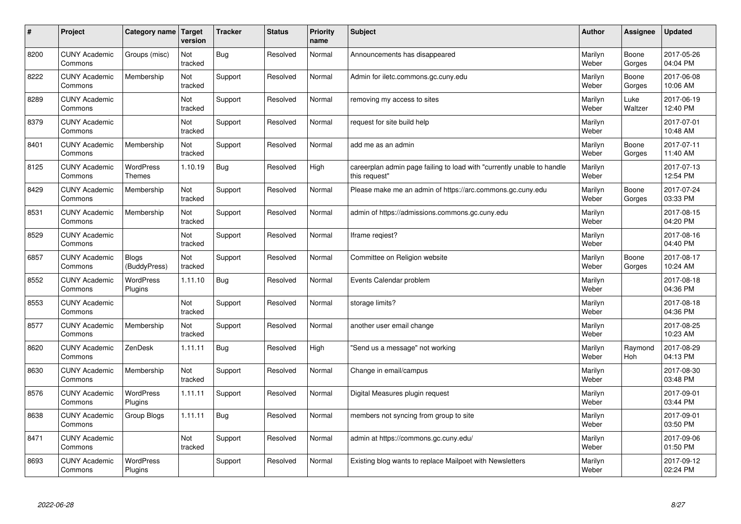| # | Project | Category name | Target version | Tracker | Status | Priority name | Subject | Author | Assignee | Updated |
|---|---|---|---|---|---|---|---|---|---|---|
| 8200 | CUNY Academic Commons | Groups (misc) | Not tracked | Bug | Resolved | Normal | Announcements has disappeared | Marilyn Weber | Boone Gorges | 2017-05-26 04:04 PM |
| 8222 | CUNY Academic Commons | Membership | Not tracked | Support | Resolved | Normal | Admin for iletc.commons.gc.cuny.edu | Marilyn Weber | Boone Gorges | 2017-06-08 10:06 AM |
| 8289 | CUNY Academic Commons | | Not tracked | Support | Resolved | Normal | removing my access to sites | Marilyn Weber | Luke Waltzer | 2017-06-19 12:40 PM |
| 8379 | CUNY Academic Commons | | Not tracked | Support | Resolved | Normal | request for site build help | Marilyn Weber | | 2017-07-01 10:48 AM |
| 8401 | CUNY Academic Commons | Membership | Not tracked | Support | Resolved | Normal | add me as an admin | Marilyn Weber | Boone Gorges | 2017-07-11 11:40 AM |
| 8125 | CUNY Academic Commons | WordPress Themes | 1.10.19 | Bug | Resolved | High | careerplan admin page failing to load with "currently unable to handle this request" | Marilyn Weber | | 2017-07-13 12:54 PM |
| 8429 | CUNY Academic Commons | Membership | Not tracked | Support | Resolved | Normal | Please make me an admin of https://arc.commons.gc.cuny.edu | Marilyn Weber | Boone Gorges | 2017-07-24 03:33 PM |
| 8531 | CUNY Academic Commons | Membership | Not tracked | Support | Resolved | Normal | admin of https://admissions.commons.gc.cuny.edu | Marilyn Weber | | 2017-08-15 04:20 PM |
| 8529 | CUNY Academic Commons | | Not tracked | Support | Resolved | Normal | Iframe reqiest? | Marilyn Weber | | 2017-08-16 04:40 PM |
| 6857 | CUNY Academic Commons | Blogs (BuddyPress) | Not tracked | Support | Resolved | Normal | Committee on Religion website | Marilyn Weber | Boone Gorges | 2017-08-17 10:24 AM |
| 8552 | CUNY Academic Commons | WordPress Plugins | 1.11.10 | Bug | Resolved | Normal | Events Calendar problem | Marilyn Weber | | 2017-08-18 04:36 PM |
| 8553 | CUNY Academic Commons | | Not tracked | Support | Resolved | Normal | storage limits? | Marilyn Weber | | 2017-08-18 04:36 PM |
| 8577 | CUNY Academic Commons | Membership | Not tracked | Support | Resolved | Normal | another user email change | Marilyn Weber | | 2017-08-25 10:23 AM |
| 8620 | CUNY Academic Commons | ZenDesk | 1.11.11 | Bug | Resolved | High | "Send us a message" not working | Marilyn Weber | Raymond Hoh | 2017-08-29 04:13 PM |
| 8630 | CUNY Academic Commons | Membership | Not tracked | Support | Resolved | Normal | Change in email/campus | Marilyn Weber | | 2017-08-30 03:48 PM |
| 8576 | CUNY Academic Commons | WordPress Plugins | 1.11.11 | Support | Resolved | Normal | Digital Measures plugin request | Marilyn Weber | | 2017-09-01 03:44 PM |
| 8638 | CUNY Academic Commons | Group Blogs | 1.11.11 | Bug | Resolved | Normal | members not syncing from group to site | Marilyn Weber | | 2017-09-01 03:50 PM |
| 8471 | CUNY Academic Commons | | Not tracked | Support | Resolved | Normal | admin at https://commons.gc.cuny.edu/ | Marilyn Weber | | 2017-09-06 01:50 PM |
| 8693 | CUNY Academic Commons | WordPress Plugins | | Support | Resolved | Normal | Existing blog wants to replace Mailpoet with Newsletters | Marilyn Weber | | 2017-09-12 02:24 PM |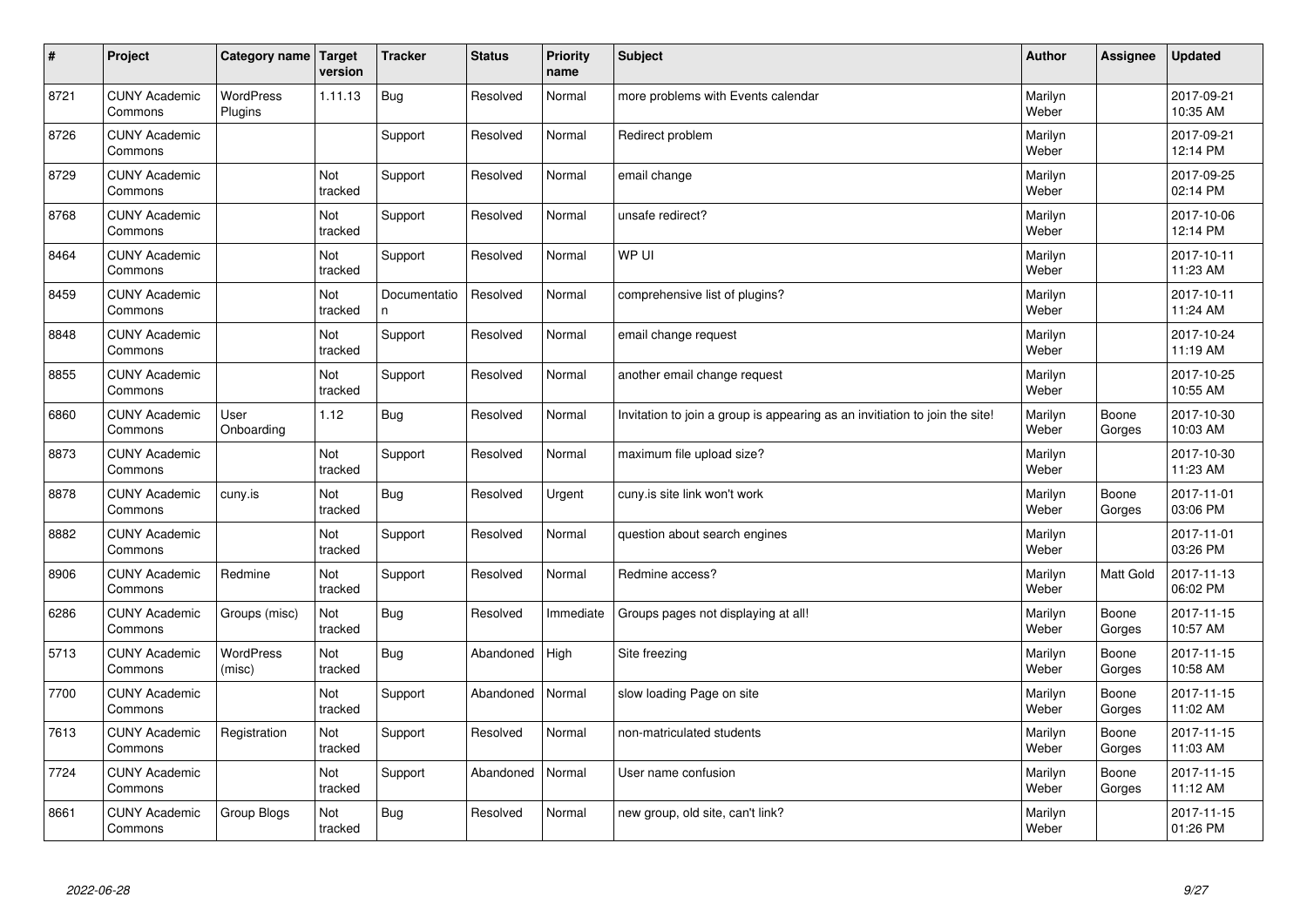| # | Project | Category name | Target version | Tracker | Status | Priority name | Subject | Author | Assignee | Updated |
|---|---|---|---|---|---|---|---|---|---|---|
| 8721 | CUNY Academic Commons | WordPress Plugins | 1.11.13 | Bug | Resolved | Normal | more problems with Events calendar | Marilyn Weber | | 2017-09-21 10:35 AM |
| 8726 | CUNY Academic Commons | | | Support | Resolved | Normal | Redirect problem | Marilyn Weber | | 2017-09-21 12:14 PM |
| 8729 | CUNY Academic Commons | | Not tracked | Support | Resolved | Normal | email change | Marilyn Weber | | 2017-09-25 02:14 PM |
| 8768 | CUNY Academic Commons | | Not tracked | Support | Resolved | Normal | unsafe redirect? | Marilyn Weber | | 2017-10-06 12:14 PM |
| 8464 | CUNY Academic Commons | | Not tracked | Support | Resolved | Normal | WP UI | Marilyn Weber | | 2017-10-11 11:23 AM |
| 8459 | CUNY Academic Commons | | Not tracked | Documentation | Resolved | Normal | comprehensive list of plugins? | Marilyn Weber | | 2017-10-11 11:24 AM |
| 8848 | CUNY Academic Commons | | Not tracked | Support | Resolved | Normal | email change request | Marilyn Weber | | 2017-10-24 11:19 AM |
| 8855 | CUNY Academic Commons | | Not tracked | Support | Resolved | Normal | another email change request | Marilyn Weber | | 2017-10-25 10:55 AM |
| 6860 | CUNY Academic Commons | User Onboarding | 1.12 | Bug | Resolved | Normal | Invitation to join a group is appearing as an invitiation to join the site! | Marilyn Weber | Boone Gorges | 2017-10-30 10:03 AM |
| 8873 | CUNY Academic Commons | | Not tracked | Support | Resolved | Normal | maximum file upload size? | Marilyn Weber | | 2017-10-30 11:23 AM |
| 8878 | CUNY Academic Commons | cuny.is | Not tracked | Bug | Resolved | Urgent | cuny.is site link won't work | Marilyn Weber | Boone Gorges | 2017-11-01 03:06 PM |
| 8882 | CUNY Academic Commons | | Not tracked | Support | Resolved | Normal | question about search engines | Marilyn Weber | | 2017-11-01 03:26 PM |
| 8906 | CUNY Academic Commons | Redmine | Not tracked | Support | Resolved | Normal | Redmine access? | Marilyn Weber | Matt Gold | 2017-11-13 06:02 PM |
| 6286 | CUNY Academic Commons | Groups (misc) | Not tracked | Bug | Resolved | Immediate | Groups pages not displaying at all! | Marilyn Weber | Boone Gorges | 2017-11-15 10:57 AM |
| 5713 | CUNY Academic Commons | WordPress (misc) | Not tracked | Bug | Abandoned | High | Site freezing | Marilyn Weber | Boone Gorges | 2017-11-15 10:58 AM |
| 7700 | CUNY Academic Commons | | Not tracked | Support | Abandoned | Normal | slow loading Page on site | Marilyn Weber | Boone Gorges | 2017-11-15 11:02 AM |
| 7613 | CUNY Academic Commons | Registration | Not tracked | Support | Resolved | Normal | non-matriculated students | Marilyn Weber | Boone Gorges | 2017-11-15 11:03 AM |
| 7724 | CUNY Academic Commons | | Not tracked | Support | Abandoned | Normal | User name confusion | Marilyn Weber | Boone Gorges | 2017-11-15 11:12 AM |
| 8661 | CUNY Academic Commons | Group Blogs | Not tracked | Bug | Resolved | Normal | new group, old site, can't link? | Marilyn Weber | | 2017-11-15 01:26 PM |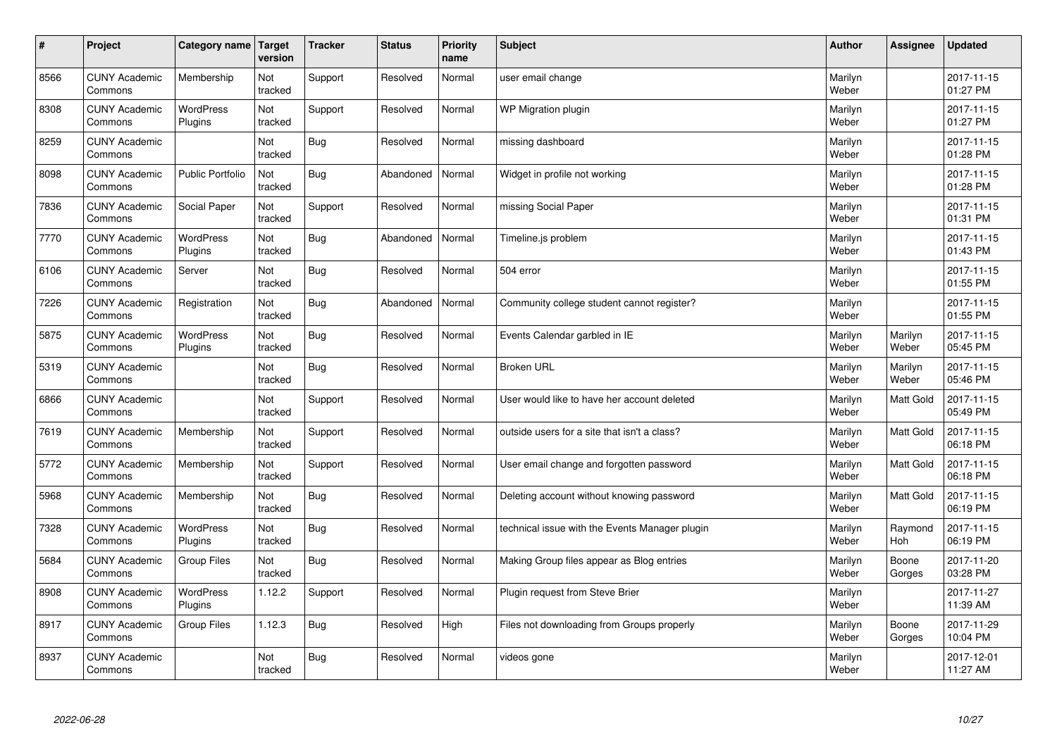| # | Project | Category name | Target version | Tracker | Status | Priority name | Subject | Author | Assignee | Updated |
|---|---|---|---|---|---|---|---|---|---|---|
| 8566 | CUNY Academic Commons | Membership | Not tracked | Support | Resolved | Normal | user email change | Marilyn Weber | | 2017-11-15 01:27 PM |
| 8308 | CUNY Academic Commons | WordPress Plugins | Not tracked | Support | Resolved | Normal | WP Migration plugin | Marilyn Weber | | 2017-11-15 01:27 PM |
| 8259 | CUNY Academic Commons | | Not tracked | Bug | Resolved | Normal | missing dashboard | Marilyn Weber | | 2017-11-15 01:28 PM |
| 8098 | CUNY Academic Commons | Public Portfolio | Not tracked | Bug | Abandoned | Normal | Widget in profile not working | Marilyn Weber | | 2017-11-15 01:28 PM |
| 7836 | CUNY Academic Commons | Social Paper | Not tracked | Support | Resolved | Normal | missing Social Paper | Marilyn Weber | | 2017-11-15 01:31 PM |
| 7770 | CUNY Academic Commons | WordPress Plugins | Not tracked | Bug | Abandoned | Normal | Timeline.js problem | Marilyn Weber | | 2017-11-15 01:43 PM |
| 6106 | CUNY Academic Commons | Server | Not tracked | Bug | Resolved | Normal | 504 error | Marilyn Weber | | 2017-11-15 01:55 PM |
| 7226 | CUNY Academic Commons | Registration | Not tracked | Bug | Abandoned | Normal | Community college student cannot register? | Marilyn Weber | | 2017-11-15 01:55 PM |
| 5875 | CUNY Academic Commons | WordPress Plugins | Not tracked | Bug | Resolved | Normal | Events Calendar garbled in IE | Marilyn Weber | Marilyn Weber | 2017-11-15 05:45 PM |
| 5319 | CUNY Academic Commons | | Not tracked | Bug | Resolved | Normal | Broken URL | Marilyn Weber | Marilyn Weber | 2017-11-15 05:46 PM |
| 6866 | CUNY Academic Commons | | Not tracked | Support | Resolved | Normal | User would like to have her account deleted | Marilyn Weber | Matt Gold | 2017-11-15 05:49 PM |
| 7619 | CUNY Academic Commons | Membership | Not tracked | Support | Resolved | Normal | outside users for a site that isn't a class? | Marilyn Weber | Matt Gold | 2017-11-15 06:18 PM |
| 5772 | CUNY Academic Commons | Membership | Not tracked | Support | Resolved | Normal | User email change and forgotten password | Marilyn Weber | Matt Gold | 2017-11-15 06:18 PM |
| 5968 | CUNY Academic Commons | Membership | Not tracked | Bug | Resolved | Normal | Deleting account without knowing password | Marilyn Weber | Matt Gold | 2017-11-15 06:19 PM |
| 7328 | CUNY Academic Commons | WordPress Plugins | Not tracked | Bug | Resolved | Normal | technical issue with the Events Manager plugin | Marilyn Weber | Raymond Hoh | 2017-11-15 06:19 PM |
| 5684 | CUNY Academic Commons | Group Files | Not tracked | Bug | Resolved | Normal | Making Group files appear as Blog entries | Marilyn Weber | Boone Gorges | 2017-11-20 03:28 PM |
| 8908 | CUNY Academic Commons | WordPress Plugins | 1.12.2 | Support | Resolved | Normal | Plugin request from Steve Brier | Marilyn Weber | | 2017-11-27 11:39 AM |
| 8917 | CUNY Academic Commons | Group Files | 1.12.3 | Bug | Resolved | High | Files not downloading from Groups properly | Marilyn Weber | Boone Gorges | 2017-11-29 10:04 PM |
| 8937 | CUNY Academic Commons | | Not tracked | Bug | Resolved | Normal | videos gone | Marilyn Weber | | 2017-12-01 11:27 AM |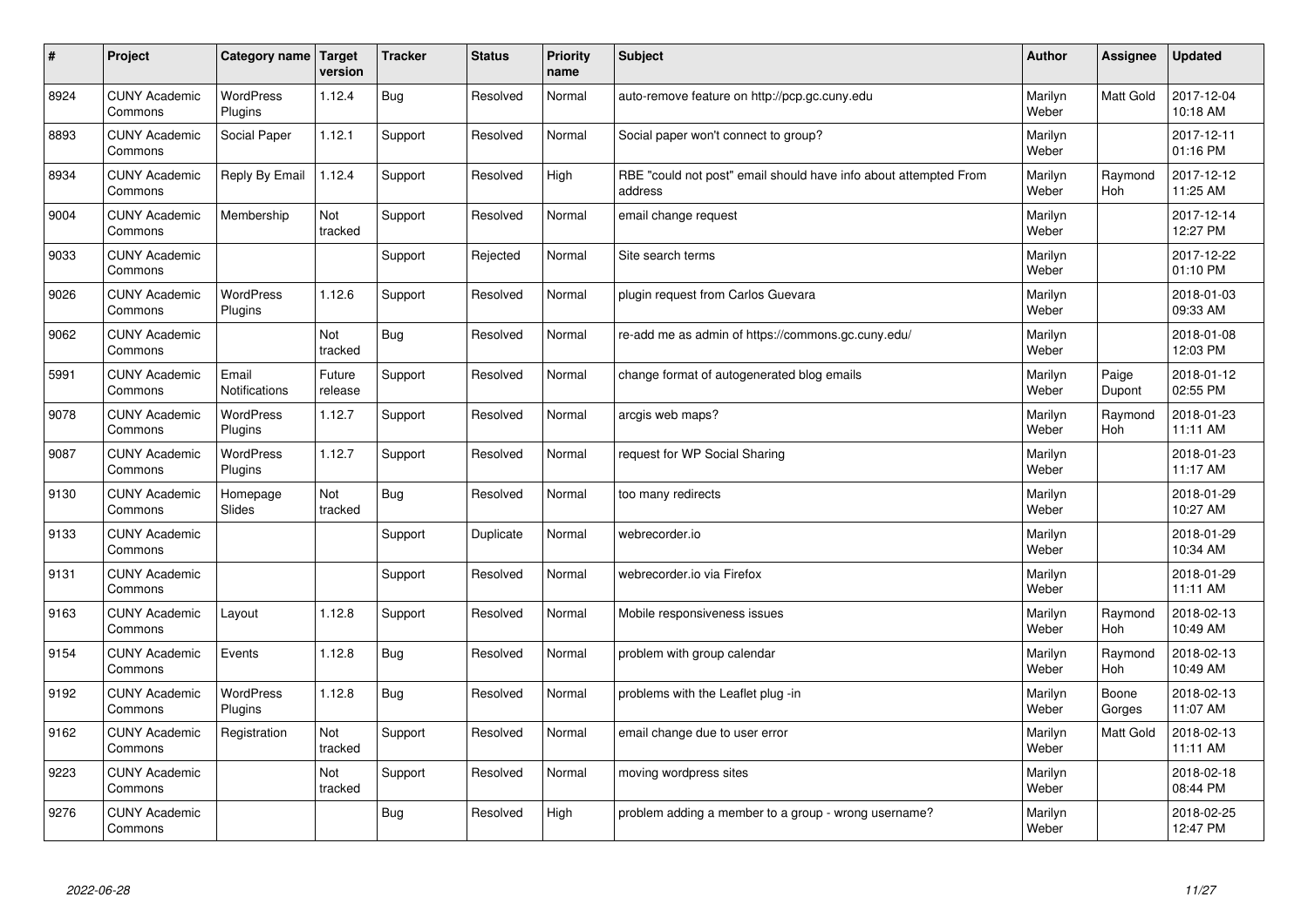| # | Project | Category name | Target version | Tracker | Status | Priority name | Subject | Author | Assignee | Updated |
|---|---|---|---|---|---|---|---|---|---|---|
| 8924 | CUNY Academic Commons | WordPress Plugins | 1.12.4 | Bug | Resolved | Normal | auto-remove feature on http://pcp.gc.cuny.edu | Marilyn Weber | Matt Gold | 2017-12-04 10:18 AM |
| 8893 | CUNY Academic Commons | Social Paper | 1.12.1 | Support | Resolved | Normal | Social paper won't connect to group? | Marilyn Weber | | 2017-12-11 01:16 PM |
| 8934 | CUNY Academic Commons | Reply By Email | 1.12.4 | Support | Resolved | High | RBE "could not post" email should have info about attempted From address | Marilyn Weber | Raymond Hoh | 2017-12-12 11:25 AM |
| 9004 | CUNY Academic Commons | Membership | Not tracked | Support | Resolved | Normal | email change request | Marilyn Weber | | 2017-12-14 12:27 PM |
| 9033 | CUNY Academic Commons | | | Support | Rejected | Normal | Site search terms | Marilyn Weber | | 2017-12-22 01:10 PM |
| 9026 | CUNY Academic Commons | WordPress Plugins | 1.12.6 | Support | Resolved | Normal | plugin request from Carlos Guevara | Marilyn Weber | | 2018-01-03 09:33 AM |
| 9062 | CUNY Academic Commons | | Not tracked | Bug | Resolved | Normal | re-add me as admin of https://commons.gc.cuny.edu/ | Marilyn Weber | | 2018-01-08 12:03 PM |
| 5991 | CUNY Academic Commons | Email Notifications | Future release | Support | Resolved | Normal | change format of autogenerated blog emails | Marilyn Weber | Paige Dupont | 2018-01-12 02:55 PM |
| 9078 | CUNY Academic Commons | WordPress Plugins | 1.12.7 | Support | Resolved | Normal | arcgis web maps? | Marilyn Weber | Raymond Hoh | 2018-01-23 11:11 AM |
| 9087 | CUNY Academic Commons | WordPress Plugins | 1.12.7 | Support | Resolved | Normal | request for WP Social Sharing | Marilyn Weber | | 2018-01-23 11:17 AM |
| 9130 | CUNY Academic Commons | Homepage Slides | Not tracked | Bug | Resolved | Normal | too many redirects | Marilyn Weber | | 2018-01-29 10:27 AM |
| 9133 | CUNY Academic Commons | | | Support | Duplicate | Normal | webrecorder.io | Marilyn Weber | | 2018-01-29 10:34 AM |
| 9131 | CUNY Academic Commons | | | Support | Resolved | Normal | webrecorder.io via Firefox | Marilyn Weber | | 2018-01-29 11:11 AM |
| 9163 | CUNY Academic Commons | Layout | 1.12.8 | Support | Resolved | Normal | Mobile responsiveness issues | Marilyn Weber | Raymond Hoh | 2018-02-13 10:49 AM |
| 9154 | CUNY Academic Commons | Events | 1.12.8 | Bug | Resolved | Normal | problem with group calendar | Marilyn Weber | Raymond Hoh | 2018-02-13 10:49 AM |
| 9192 | CUNY Academic Commons | WordPress Plugins | 1.12.8 | Bug | Resolved | Normal | problems with the Leaflet plug -in | Marilyn Weber | Boone Gorges | 2018-02-13 11:07 AM |
| 9162 | CUNY Academic Commons | Registration | Not tracked | Support | Resolved | Normal | email change due to user error | Marilyn Weber | Matt Gold | 2018-02-13 11:11 AM |
| 9223 | CUNY Academic Commons | | Not tracked | Support | Resolved | Normal | moving wordpress sites | Marilyn Weber | | 2018-02-18 08:44 PM |
| 9276 | CUNY Academic Commons | | | Bug | Resolved | High | problem adding a member to a group - wrong username? | Marilyn Weber | | 2018-02-25 12:47 PM |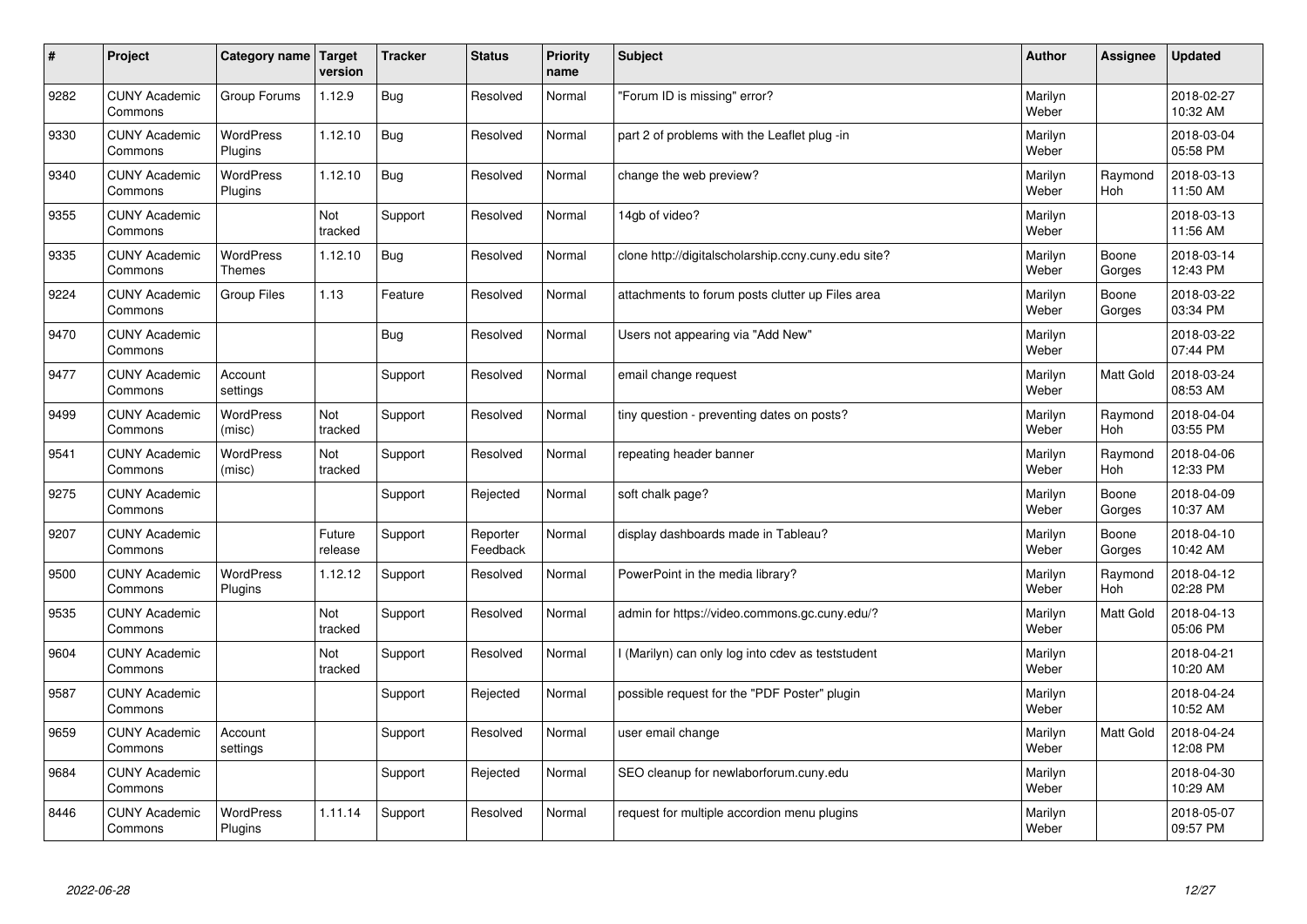| # | Project | Category name | Target version | Tracker | Status | Priority name | Subject | Author | Assignee | Updated |
|---|---|---|---|---|---|---|---|---|---|---|
| 9282 | CUNY Academic Commons | Group Forums | 1.12.9 | Bug | Resolved | Normal | "Forum ID is missing" error? | Marilyn Weber | | 2018-02-27 10:32 AM |
| 9330 | CUNY Academic Commons | WordPress Plugins | 1.12.10 | Bug | Resolved | Normal | part 2 of problems with the Leaflet plug -in | Marilyn Weber | | 2018-03-04 05:58 PM |
| 9340 | CUNY Academic Commons | WordPress Plugins | 1.12.10 | Bug | Resolved | Normal | change the web preview? | Marilyn Weber | Raymond Hoh | 2018-03-13 11:50 AM |
| 9355 | CUNY Academic Commons | | Not tracked | Support | Resolved | Normal | 14gb of video? | Marilyn Weber | | 2018-03-13 11:56 AM |
| 9335 | CUNY Academic Commons | WordPress Themes | 1.12.10 | Bug | Resolved | Normal | clone http://digitalscholarship.ccny.cuny.edu site? | Marilyn Weber | Boone Gorges | 2018-03-14 12:43 PM |
| 9224 | CUNY Academic Commons | Group Files | 1.13 | Feature | Resolved | Normal | attachments to forum posts clutter up Files area | Marilyn Weber | Boone Gorges | 2018-03-22 03:34 PM |
| 9470 | CUNY Academic Commons | | | Bug | Resolved | Normal | Users not appearing via "Add New" | Marilyn Weber | | 2018-03-22 07:44 PM |
| 9477 | CUNY Academic Commons | Account settings | | Support | Resolved | Normal | email change request | Marilyn Weber | Matt Gold | 2018-03-24 08:53 AM |
| 9499 | CUNY Academic Commons | WordPress (misc) | Not tracked | Support | Resolved | Normal | tiny question - preventing dates on posts? | Marilyn Weber | Raymond Hoh | 2018-04-04 03:55 PM |
| 9541 | CUNY Academic Commons | WordPress (misc) | Not tracked | Support | Resolved | Normal | repeating header banner | Marilyn Weber | Raymond Hoh | 2018-04-06 12:33 PM |
| 9275 | CUNY Academic Commons | | | Support | Rejected | Normal | soft chalk page? | Marilyn Weber | Boone Gorges | 2018-04-09 10:37 AM |
| 9207 | CUNY Academic Commons | | Future release | Support | Reporter Feedback | Normal | display dashboards made in Tableau? | Marilyn Weber | Boone Gorges | 2018-04-10 10:42 AM |
| 9500 | CUNY Academic Commons | WordPress Plugins | 1.12.12 | Support | Resolved | Normal | PowerPoint in the media library? | Marilyn Weber | Raymond Hoh | 2018-04-12 02:28 PM |
| 9535 | CUNY Academic Commons | | Not tracked | Support | Resolved | Normal | admin for https://video.commons.gc.cuny.edu/? | Marilyn Weber | Matt Gold | 2018-04-13 05:06 PM |
| 9604 | CUNY Academic Commons | | Not tracked | Support | Resolved | Normal | I (Marilyn) can only log into cdev as teststudent | Marilyn Weber | | 2018-04-21 10:20 AM |
| 9587 | CUNY Academic Commons | | | Support | Rejected | Normal | possible request for the "PDF Poster" plugin | Marilyn Weber | | 2018-04-24 10:52 AM |
| 9659 | CUNY Academic Commons | Account settings | | Support | Resolved | Normal | user email change | Marilyn Weber | Matt Gold | 2018-04-24 12:08 PM |
| 9684 | CUNY Academic Commons | | | Support | Rejected | Normal | SEO cleanup for newlaborforum.cuny.edu | Marilyn Weber | | 2018-04-30 10:29 AM |
| 8446 | CUNY Academic Commons | WordPress Plugins | 1.11.14 | Support | Resolved | Normal | request for multiple accordion menu plugins | Marilyn Weber | | 2018-05-07 09:57 PM |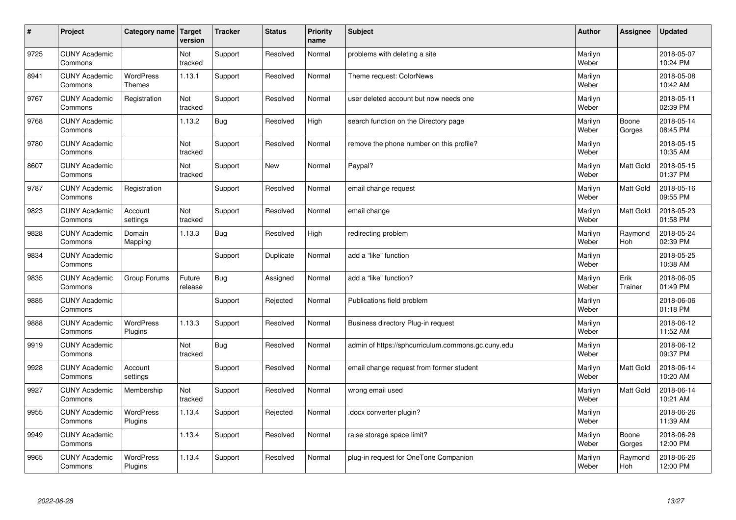| # | Project | Category name | Target version | Tracker | Status | Priority name | Subject | Author | Assignee | Updated |
|---|---|---|---|---|---|---|---|---|---|---|
| 9725 | CUNY Academic Commons | | Not tracked | Support | Resolved | Normal | problems with deleting a site | Marilyn Weber | | 2018-05-07 10:24 PM |
| 8941 | CUNY Academic Commons | WordPress Themes | 1.13.1 | Support | Resolved | Normal | Theme request: ColorNews | Marilyn Weber | | 2018-05-08 10:42 AM |
| 9767 | CUNY Academic Commons | Registration | Not tracked | Support | Resolved | Normal | user deleted account but now needs one | Marilyn Weber | | 2018-05-11 02:39 PM |
| 9768 | CUNY Academic Commons | | 1.13.2 | Bug | Resolved | High | search function on the Directory page | Marilyn Weber | Boone Gorges | 2018-05-14 08:45 PM |
| 9780 | CUNY Academic Commons | | Not tracked | Support | Resolved | Normal | remove the phone number on this profile? | Marilyn Weber | | 2018-05-15 10:35 AM |
| 8607 | CUNY Academic Commons | | Not tracked | Support | New | Normal | Paypal? | Marilyn Weber | Matt Gold | 2018-05-15 01:37 PM |
| 9787 | CUNY Academic Commons | Registration | | Support | Resolved | Normal | email change request | Marilyn Weber | Matt Gold | 2018-05-16 09:55 PM |
| 9823 | CUNY Academic Commons | Account settings | Not tracked | Support | Resolved | Normal | email change | Marilyn Weber | Matt Gold | 2018-05-23 01:58 PM |
| 9828 | CUNY Academic Commons | Domain Mapping | 1.13.3 | Bug | Resolved | High | redirecting problem | Marilyn Weber | Raymond Hoh | 2018-05-24 02:39 PM |
| 9834 | CUNY Academic Commons | | | Support | Duplicate | Normal | add a “like” function | Marilyn Weber | | 2018-05-25 10:38 AM |
| 9835 | CUNY Academic Commons | Group Forums | Future release | Bug | Assigned | Normal | add a “like” function? | Marilyn Weber | Erik Trainer | 2018-06-05 01:49 PM |
| 9885 | CUNY Academic Commons | | | Support | Rejected | Normal | Publications field problem | Marilyn Weber | | 2018-06-06 01:18 PM |
| 9888 | CUNY Academic Commons | WordPress Plugins | 1.13.3 | Support | Resolved | Normal | Business directory Plug-in request | Marilyn Weber | | 2018-06-12 11:52 AM |
| 9919 | CUNY Academic Commons | | Not tracked | Bug | Resolved | Normal | admin of https://sphcurriculum.commons.gc.cuny.edu | Marilyn Weber | | 2018-06-12 09:37 PM |
| 9928 | CUNY Academic Commons | Account settings | | Support | Resolved | Normal | email change request from former student | Marilyn Weber | Matt Gold | 2018-06-14 10:20 AM |
| 9927 | CUNY Academic Commons | Membership | Not tracked | Support | Resolved | Normal | wrong email used | Marilyn Weber | Matt Gold | 2018-06-14 10:21 AM |
| 9955 | CUNY Academic Commons | WordPress Plugins | 1.13.4 | Support | Rejected | Normal | .docx converter plugin? | Marilyn Weber | | 2018-06-26 11:39 AM |
| 9949 | CUNY Academic Commons | | 1.13.4 | Support | Resolved | Normal | raise storage space limit? | Marilyn Weber | Boone Gorges | 2018-06-26 12:00 PM |
| 9965 | CUNY Academic Commons | WordPress Plugins | 1.13.4 | Support | Resolved | Normal | plug-in request for OneTone Companion | Marilyn Weber | Raymond Hoh | 2018-06-26 12:00 PM |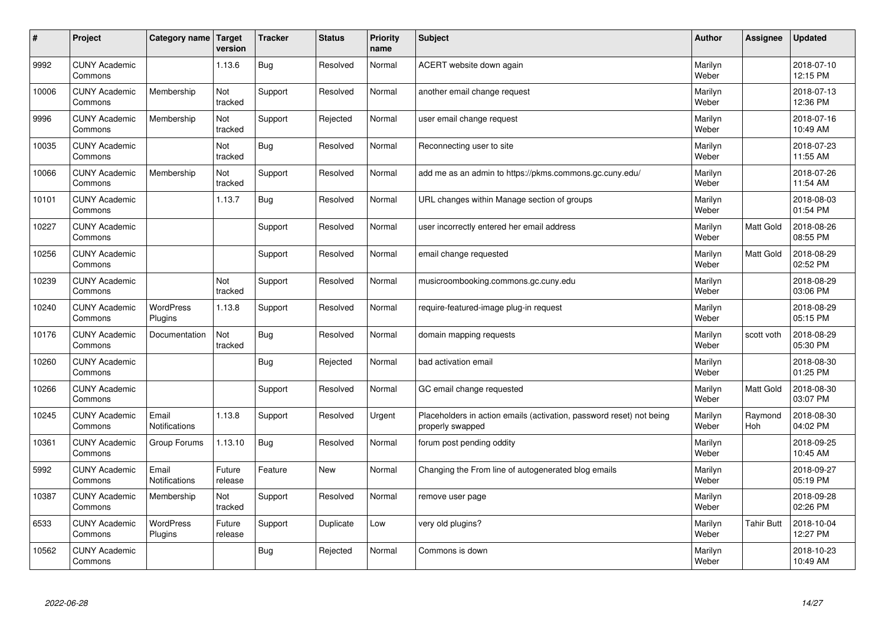| # | Project | Category name | Target version | Tracker | Status | Priority name | Subject | Author | Assignee | Updated |
|---|---|---|---|---|---|---|---|---|---|---|
| 9992 | CUNY Academic Commons | | 1.13.6 | Bug | Resolved | Normal | ACERT website down again | Marilyn Weber | | 2018-07-10 12:15 PM |
| 10006 | CUNY Academic Commons | Membership | Not tracked | Support | Resolved | Normal | another email change request | Marilyn Weber | | 2018-07-13 12:36 PM |
| 9996 | CUNY Academic Commons | Membership | Not tracked | Support | Rejected | Normal | user email change request | Marilyn Weber | | 2018-07-16 10:49 AM |
| 10035 | CUNY Academic Commons | | Not tracked | Bug | Resolved | Normal | Reconnecting user to site | Marilyn Weber | | 2018-07-23 11:55 AM |
| 10066 | CUNY Academic Commons | Membership | Not tracked | Support | Resolved | Normal | add me as an admin to https://pkms.commons.gc.cuny.edu/ | Marilyn Weber | | 2018-07-26 11:54 AM |
| 10101 | CUNY Academic Commons | | 1.13.7 | Bug | Resolved | Normal | URL changes within Manage section of groups | Marilyn Weber | | 2018-08-03 01:54 PM |
| 10227 | CUNY Academic Commons | | | Support | Resolved | Normal | user incorrectly entered her email address | Marilyn Weber | Matt Gold | 2018-08-26 08:55 PM |
| 10256 | CUNY Academic Commons | | | Support | Resolved | Normal | email change requested | Marilyn Weber | Matt Gold | 2018-08-29 02:52 PM |
| 10239 | CUNY Academic Commons | | Not tracked | Support | Resolved | Normal | musicroombooking.commons.gc.cuny.edu | Marilyn Weber | | 2018-08-29 03:06 PM |
| 10240 | CUNY Academic Commons | WordPress Plugins | 1.13.8 | Support | Resolved | Normal | require-featured-image plug-in request | Marilyn Weber | | 2018-08-29 05:15 PM |
| 10176 | CUNY Academic Commons | Documentation | Not tracked | Bug | Resolved | Normal | domain mapping requests | Marilyn Weber | scott voth | 2018-08-29 05:30 PM |
| 10260 | CUNY Academic Commons | | | Bug | Rejected | Normal | bad activation email | Marilyn Weber | | 2018-08-30 01:25 PM |
| 10266 | CUNY Academic Commons | | | Support | Resolved | Normal | GC email change requested | Marilyn Weber | Matt Gold | 2018-08-30 03:07 PM |
| 10245 | CUNY Academic Commons | Email Notifications | 1.13.8 | Support | Resolved | Urgent | Placeholders in action emails (activation, password reset) not being properly swapped | Marilyn Weber | Raymond Hoh | 2018-08-30 04:02 PM |
| 10361 | CUNY Academic Commons | Group Forums | 1.13.10 | Bug | Resolved | Normal | forum post pending oddity | Marilyn Weber | | 2018-09-25 10:45 AM |
| 5992 | CUNY Academic Commons | Email Notifications | Future release | Feature | New | Normal | Changing the From line of autogenerated blog emails | Marilyn Weber | | 2018-09-27 05:19 PM |
| 10387 | CUNY Academic Commons | Membership | Not tracked | Support | Resolved | Normal | remove user page | Marilyn Weber | | 2018-09-28 02:26 PM |
| 6533 | CUNY Academic Commons | WordPress Plugins | Future release | Support | Duplicate | Low | very old plugins? | Marilyn Weber | Tahir Butt | 2018-10-04 12:27 PM |
| 10562 | CUNY Academic Commons | | | Bug | Rejected | Normal | Commons is down | Marilyn Weber | | 2018-10-23 10:49 AM |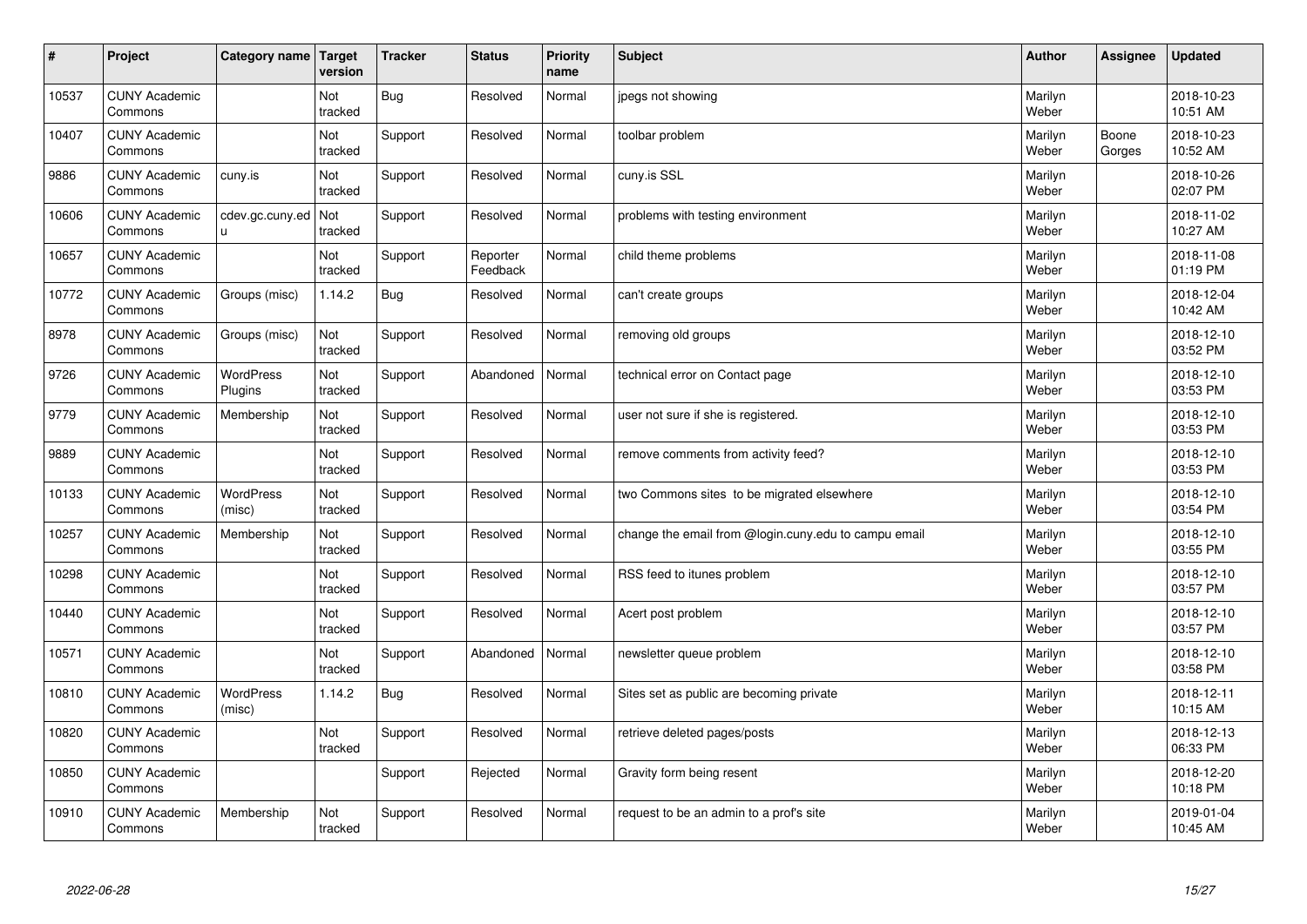| # | Project | Category name | Target version | Tracker | Status | Priority name | Subject | Author | Assignee | Updated |
|---|---|---|---|---|---|---|---|---|---|---|
| 10537 | CUNY Academic Commons | | Not tracked | Bug | Resolved | Normal | jpegs not showing | Marilyn Weber | | 2018-10-23 10:51 AM |
| 10407 | CUNY Academic Commons | | Not tracked | Support | Resolved | Normal | toolbar problem | Marilyn Weber | Boone Gorges | 2018-10-23 10:52 AM |
| 9886 | CUNY Academic Commons | cuny.is | Not tracked | Support | Resolved | Normal | cuny.is SSL | Marilyn Weber | | 2018-10-26 02:07 PM |
| 10606 | CUNY Academic Commons | cdev.gc.cuny.edu | Not tracked | Support | Resolved | Normal | problems with testing environment | Marilyn Weber | | 2018-11-02 10:27 AM |
| 10657 | CUNY Academic Commons | | Not tracked | Support | Reporter Feedback | Normal | child theme problems | Marilyn Weber | | 2018-11-08 01:19 PM |
| 10772 | CUNY Academic Commons | Groups (misc) | 1.14.2 | Bug | Resolved | Normal | can't create groups | Marilyn Weber | | 2018-12-04 10:42 AM |
| 8978 | CUNY Academic Commons | Groups (misc) | Not tracked | Support | Resolved | Normal | removing old groups | Marilyn Weber | | 2018-12-10 03:52 PM |
| 9726 | CUNY Academic Commons | WordPress Plugins | Not tracked | Support | Abandoned | Normal | technical error on Contact page | Marilyn Weber | | 2018-12-10 03:53 PM |
| 9779 | CUNY Academic Commons | Membership | Not tracked | Support | Resolved | Normal | user not sure if she is registered. | Marilyn Weber | | 2018-12-10 03:53 PM |
| 9889 | CUNY Academic Commons | | Not tracked | Support | Resolved | Normal | remove comments from activity feed? | Marilyn Weber | | 2018-12-10 03:53 PM |
| 10133 | CUNY Academic Commons | WordPress (misc) | Not tracked | Support | Resolved | Normal | two Commons sites to be migrated elsewhere | Marilyn Weber | | 2018-12-10 03:54 PM |
| 10257 | CUNY Academic Commons | Membership | Not tracked | Support | Resolved | Normal | change the email from @login.cuny.edu to campu email | Marilyn Weber | | 2018-12-10 03:55 PM |
| 10298 | CUNY Academic Commons | | Not tracked | Support | Resolved | Normal | RSS feed to itunes problem | Marilyn Weber | | 2018-12-10 03:57 PM |
| 10440 | CUNY Academic Commons | | Not tracked | Support | Resolved | Normal | Acert post problem | Marilyn Weber | | 2018-12-10 03:57 PM |
| 10571 | CUNY Academic Commons | | Not tracked | Support | Abandoned | Normal | newsletter queue problem | Marilyn Weber | | 2018-12-10 03:58 PM |
| 10810 | CUNY Academic Commons | WordPress (misc) | 1.14.2 | Bug | Resolved | Normal | Sites set as public are becoming private | Marilyn Weber | | 2018-12-11 10:15 AM |
| 10820 | CUNY Academic Commons | | Not tracked | Support | Resolved | Normal | retrieve deleted pages/posts | Marilyn Weber | | 2018-12-13 06:33 PM |
| 10850 | CUNY Academic Commons | | | Support | Rejected | Normal | Gravity form being resent | Marilyn Weber | | 2018-12-20 10:18 PM |
| 10910 | CUNY Academic Commons | Membership | Not tracked | Support | Resolved | Normal | request to be an admin to a prof's site | Marilyn Weber | | 2019-01-04 10:45 AM |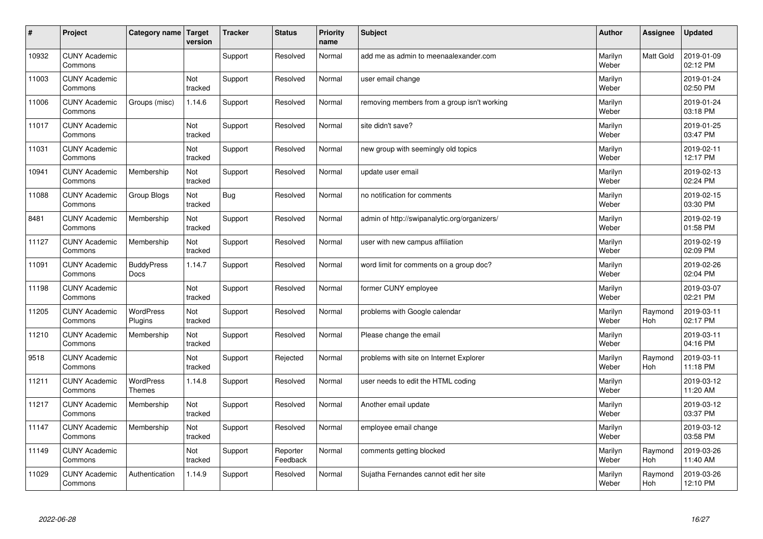| # | Project | Category name | Target version | Tracker | Status | Priority name | Subject | Author | Assignee | Updated |
|---|---|---|---|---|---|---|---|---|---|---|
| 10932 | CUNY Academic Commons | | | Support | Resolved | Normal | add me as admin to meenaalexander.com | Marilyn Weber | Matt Gold | 2019-01-09 02:12 PM |
| 11003 | CUNY Academic Commons | | Not tracked | Support | Resolved | Normal | user email change | Marilyn Weber | | 2019-01-24 02:50 PM |
| 11006 | CUNY Academic Commons | Groups (misc) | 1.14.6 | Support | Resolved | Normal | removing members from a group isn't working | Marilyn Weber | | 2019-01-24 03:18 PM |
| 11017 | CUNY Academic Commons | | Not tracked | Support | Resolved | Normal | site didn't save? | Marilyn Weber | | 2019-01-25 03:47 PM |
| 11031 | CUNY Academic Commons | | Not tracked | Support | Resolved | Normal | new group with seemingly old topics | Marilyn Weber | | 2019-02-11 12:17 PM |
| 10941 | CUNY Academic Commons | Membership | Not tracked | Support | Resolved | Normal | update user email | Marilyn Weber | | 2019-02-13 02:24 PM |
| 11088 | CUNY Academic Commons | Group Blogs | Not tracked | Bug | Resolved | Normal | no notification for comments | Marilyn Weber | | 2019-02-15 03:30 PM |
| 8481 | CUNY Academic Commons | Membership | Not tracked | Support | Resolved | Normal | admin of http://swipanalytic.org/organizers/ | Marilyn Weber | | 2019-02-19 01:58 PM |
| 11127 | CUNY Academic Commons | Membership | Not tracked | Support | Resolved | Normal | user with new campus affiliation | Marilyn Weber | | 2019-02-19 02:09 PM |
| 11091 | CUNY Academic Commons | BuddyPress Docs | 1.14.7 | Support | Resolved | Normal | word limit for comments on a group doc? | Marilyn Weber | | 2019-02-26 02:04 PM |
| 11198 | CUNY Academic Commons | | Not tracked | Support | Resolved | Normal | former CUNY employee | Marilyn Weber | | 2019-03-07 02:21 PM |
| 11205 | CUNY Academic Commons | WordPress Plugins | Not tracked | Support | Resolved | Normal | problems with Google calendar | Marilyn Weber | Raymond Hoh | 2019-03-11 02:17 PM |
| 11210 | CUNY Academic Commons | Membership | Not tracked | Support | Resolved | Normal | Please change the email | Marilyn Weber | | 2019-03-11 04:16 PM |
| 9518 | CUNY Academic Commons | | Not tracked | Support | Rejected | Normal | problems with site on Internet Explorer | Marilyn Weber | Raymond Hoh | 2019-03-11 11:18 PM |
| 11211 | CUNY Academic Commons | WordPress Themes | 1.14.8 | Support | Resolved | Normal | user needs to edit the HTML coding | Marilyn Weber | | 2019-03-12 11:20 AM |
| 11217 | CUNY Academic Commons | Membership | Not tracked | Support | Resolved | Normal | Another email update | Marilyn Weber | | 2019-03-12 03:37 PM |
| 11147 | CUNY Academic Commons | Membership | Not tracked | Support | Resolved | Normal | employee email change | Marilyn Weber | | 2019-03-12 03:58 PM |
| 11149 | CUNY Academic Commons | | Not tracked | Support | Reporter Feedback | Normal | comments getting blocked | Marilyn Weber | Raymond Hoh | 2019-03-26 11:40 AM |
| 11029 | CUNY Academic Commons | Authentication | 1.14.9 | Support | Resolved | Normal | Sujatha Fernandes cannot edit her site | Marilyn Weber | Raymond Hoh | 2019-03-26 12:10 PM |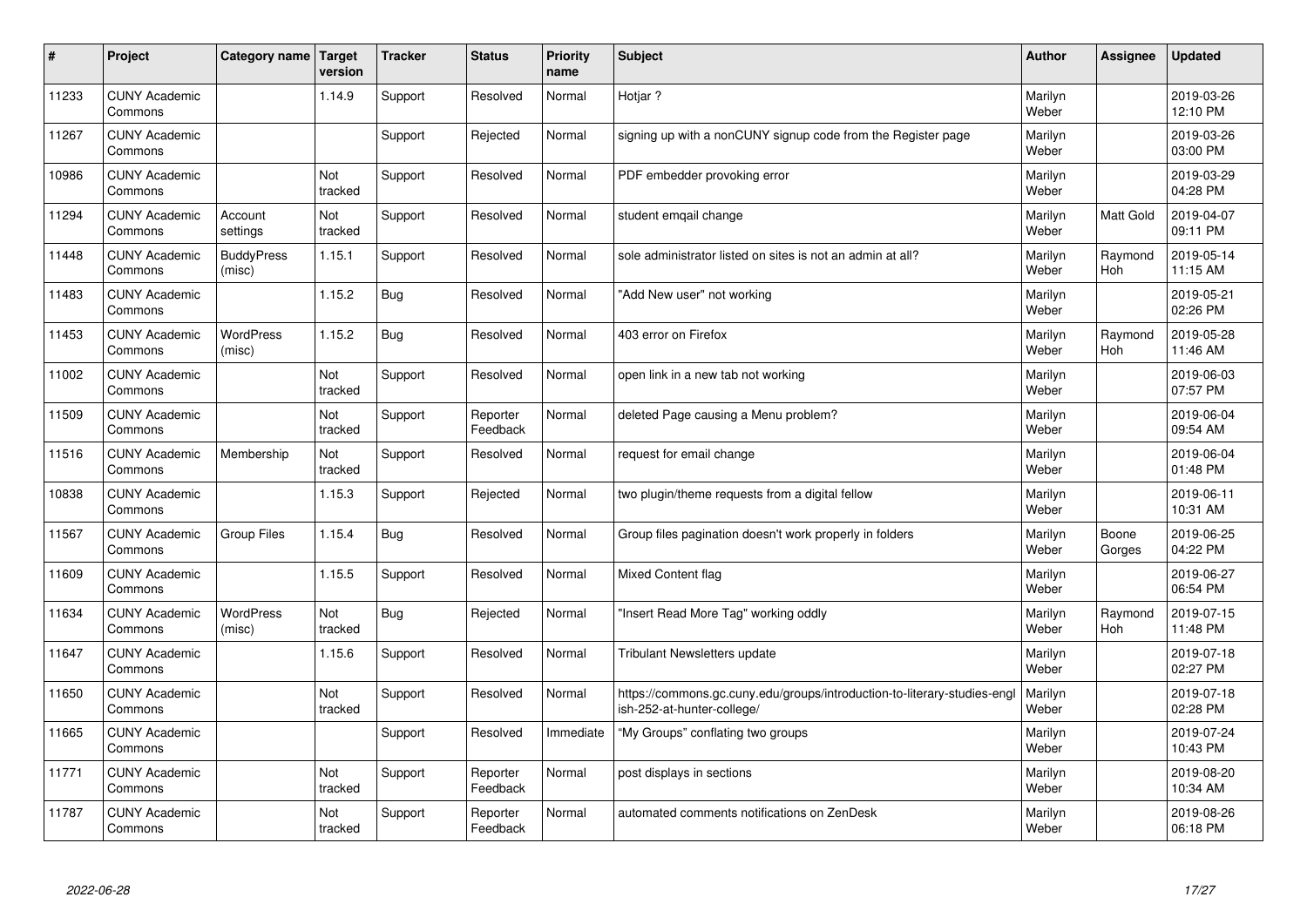| # | Project | Category name | Target version | Tracker | Status | Priority name | Subject | Author | Assignee | Updated |
|---|---|---|---|---|---|---|---|---|---|---|
| 11233 | CUNY Academic Commons | | 1.14.9 | Support | Resolved | Normal | Hotjar ? | Marilyn Weber | | 2019-03-26 12:10 PM |
| 11267 | CUNY Academic Commons | | | Support | Rejected | Normal | signing up with a nonCUNY signup code from the Register page | Marilyn Weber | | 2019-03-26 03:00 PM |
| 10986 | CUNY Academic Commons | | Not tracked | Support | Resolved | Normal | PDF embedder provoking error | Marilyn Weber | | 2019-03-29 04:28 PM |
| 11294 | CUNY Academic Commons | Account settings | Not tracked | Support | Resolved | Normal | student emqail change | Marilyn Weber | Matt Gold | 2019-04-07 09:11 PM |
| 11448 | CUNY Academic Commons | BuddyPress (misc) | 1.15.1 | Support | Resolved | Normal | sole administrator listed on sites is not an admin at all? | Marilyn Weber | Raymond Hoh | 2019-05-14 11:15 AM |
| 11483 | CUNY Academic Commons | | 1.15.2 | Bug | Resolved | Normal | "Add New user" not working | Marilyn Weber | | 2019-05-21 02:26 PM |
| 11453 | CUNY Academic Commons | WordPress (misc) | 1.15.2 | Bug | Resolved | Normal | 403 error on Firefox | Marilyn Weber | Raymond Hoh | 2019-05-28 11:46 AM |
| 11002 | CUNY Academic Commons | | Not tracked | Support | Resolved | Normal | open link in a new tab not working | Marilyn Weber | | 2019-06-03 07:57 PM |
| 11509 | CUNY Academic Commons | | Not tracked | Support | Reporter Feedback | Normal | deleted Page causing a Menu problem? | Marilyn Weber | | 2019-06-04 09:54 AM |
| 11516 | CUNY Academic Commons | Membership | Not tracked | Support | Resolved | Normal | request for email change | Marilyn Weber | | 2019-06-04 01:48 PM |
| 10838 | CUNY Academic Commons | | 1.15.3 | Support | Rejected | Normal | two plugin/theme requests from a digital fellow | Marilyn Weber | | 2019-06-11 10:31 AM |
| 11567 | CUNY Academic Commons | Group Files | 1.15.4 | Bug | Resolved | Normal | Group files pagination doesn't work properly in folders | Marilyn Weber | Boone Gorges | 2019-06-25 04:22 PM |
| 11609 | CUNY Academic Commons | | 1.15.5 | Support | Resolved | Normal | Mixed Content flag | Marilyn Weber | | 2019-06-27 06:54 PM |
| 11634 | CUNY Academic Commons | WordPress (misc) | Not tracked | Bug | Rejected | Normal | "Insert Read More Tag" working oddly | Marilyn Weber | Raymond Hoh | 2019-07-15 11:48 PM |
| 11647 | CUNY Academic Commons | | 1.15.6 | Support | Resolved | Normal | Tribulant Newsletters update | Marilyn Weber | | 2019-07-18 02:27 PM |
| 11650 | CUNY Academic Commons | | Not tracked | Support | Resolved | Normal | https://commons.gc.cuny.edu/groups/introduction-to-literary-studies-english-252-at-hunter-college/ | Marilyn Weber | | 2019-07-18 02:28 PM |
| 11665 | CUNY Academic Commons | | | Support | Resolved | Immediate | "My Groups" conflating two groups | Marilyn Weber | | 2019-07-24 10:43 PM |
| 11771 | CUNY Academic Commons | | Not tracked | Support | Reporter Feedback | Normal | post displays in sections | Marilyn Weber | | 2019-08-20 10:34 AM |
| 11787 | CUNY Academic Commons | | Not tracked | Support | Reporter Feedback | Normal | automated comments notifications on ZenDesk | Marilyn Weber | | 2019-08-26 06:18 PM |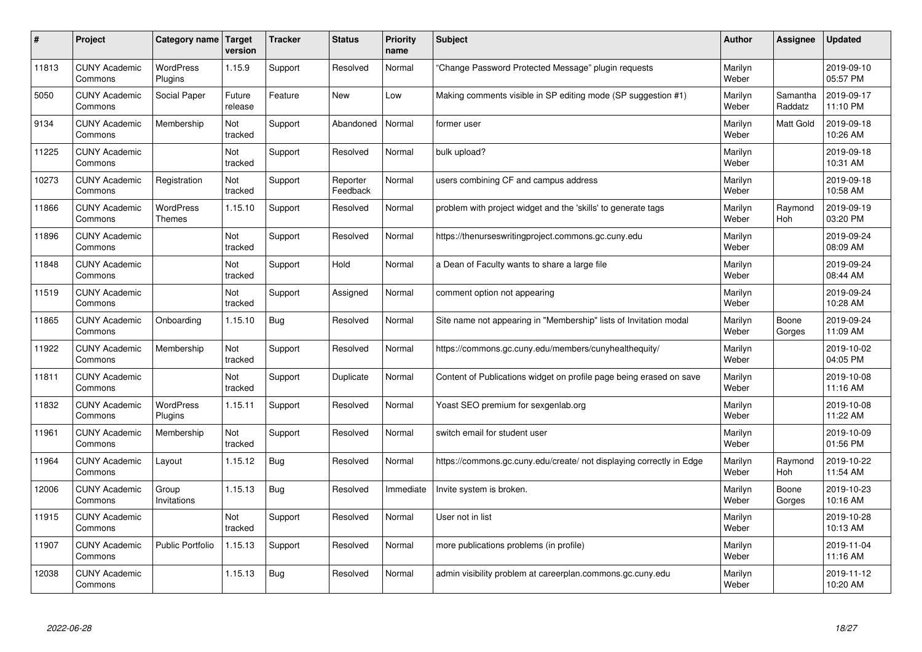| # | Project | Category name | Target version | Tracker | Status | Priority name | Subject | Author | Assignee | Updated |
|---|---|---|---|---|---|---|---|---|---|---|
| 11813 | CUNY Academic Commons | WordPress Plugins | 1.15.9 | Support | Resolved | Normal | "Change Password Protected Message" plugin requests | Marilyn Weber | | 2019-09-10 05:57 PM |
| 5050 | CUNY Academic Commons | Social Paper | Future release | Feature | New | Low | Making comments visible in SP editing mode (SP suggestion #1) | Marilyn Weber | Samantha Raddatz | 2019-09-17 11:10 PM |
| 9134 | CUNY Academic Commons | Membership | Not tracked | Support | Abandoned | Normal | former user | Marilyn Weber | Matt Gold | 2019-09-18 10:26 AM |
| 11225 | CUNY Academic Commons | | Not tracked | Support | Resolved | Normal | bulk upload? | Marilyn Weber | | 2019-09-18 10:31 AM |
| 10273 | CUNY Academic Commons | Registration | Not tracked | Support | Reporter Feedback | Normal | users combining CF and campus address | Marilyn Weber | | 2019-09-18 10:58 AM |
| 11866 | CUNY Academic Commons | WordPress Themes | 1.15.10 | Support | Resolved | Normal | problem with project widget and the 'skills' to generate tags | Marilyn Weber | Raymond Hoh | 2019-09-19 03:20 PM |
| 11896 | CUNY Academic Commons | | Not tracked | Support | Resolved | Normal | https://thenurseswritingproject.commons.gc.cuny.edu | Marilyn Weber | | 2019-09-24 08:09 AM |
| 11848 | CUNY Academic Commons | | Not tracked | Support | Hold | Normal | a Dean of Faculty wants to share a large file | Marilyn Weber | | 2019-09-24 08:44 AM |
| 11519 | CUNY Academic Commons | | Not tracked | Support | Assigned | Normal | comment option not appearing | Marilyn Weber | | 2019-09-24 10:28 AM |
| 11865 | CUNY Academic Commons | Onboarding | 1.15.10 | Bug | Resolved | Normal | Site name not appearing in "Membership" lists of Invitation modal | Marilyn Weber | Boone Gorges | 2019-09-24 11:09 AM |
| 11922 | CUNY Academic Commons | Membership | Not tracked | Support | Resolved | Normal | https://commons.gc.cuny.edu/members/cunyhealthequity/ | Marilyn Weber | | 2019-10-02 04:05 PM |
| 11811 | CUNY Academic Commons | | Not tracked | Support | Duplicate | Normal | Content of Publications widget on profile page being erased on save | Marilyn Weber | | 2019-10-08 11:16 AM |
| 11832 | CUNY Academic Commons | WordPress Plugins | 1.15.11 | Support | Resolved | Normal | Yoast SEO premium for sexgenlab.org | Marilyn Weber | | 2019-10-08 11:22 AM |
| 11961 | CUNY Academic Commons | Membership | Not tracked | Support | Resolved | Normal | switch email for student user | Marilyn Weber | | 2019-10-09 01:56 PM |
| 11964 | CUNY Academic Commons | Layout | 1.15.12 | Bug | Resolved | Normal | https://commons.gc.cuny.edu/create/ not displaying correctly in Edge | Marilyn Weber | Raymond Hoh | 2019-10-22 11:54 AM |
| 12006 | CUNY Academic Commons | Group Invitations | 1.15.13 | Bug | Resolved | Immediate | Invite system is broken. | Marilyn Weber | Boone Gorges | 2019-10-23 10:16 AM |
| 11915 | CUNY Academic Commons | | Not tracked | Support | Resolved | Normal | User not in list | Marilyn Weber | | 2019-10-28 10:13 AM |
| 11907 | CUNY Academic Commons | Public Portfolio | 1.15.13 | Support | Resolved | Normal | more publications problems (in profile) | Marilyn Weber | | 2019-11-04 11:16 AM |
| 12038 | CUNY Academic Commons | | 1.15.13 | Bug | Resolved | Normal | admin visibility problem at careerplan.commons.gc.cuny.edu | Marilyn Weber | | 2019-11-12 10:20 AM |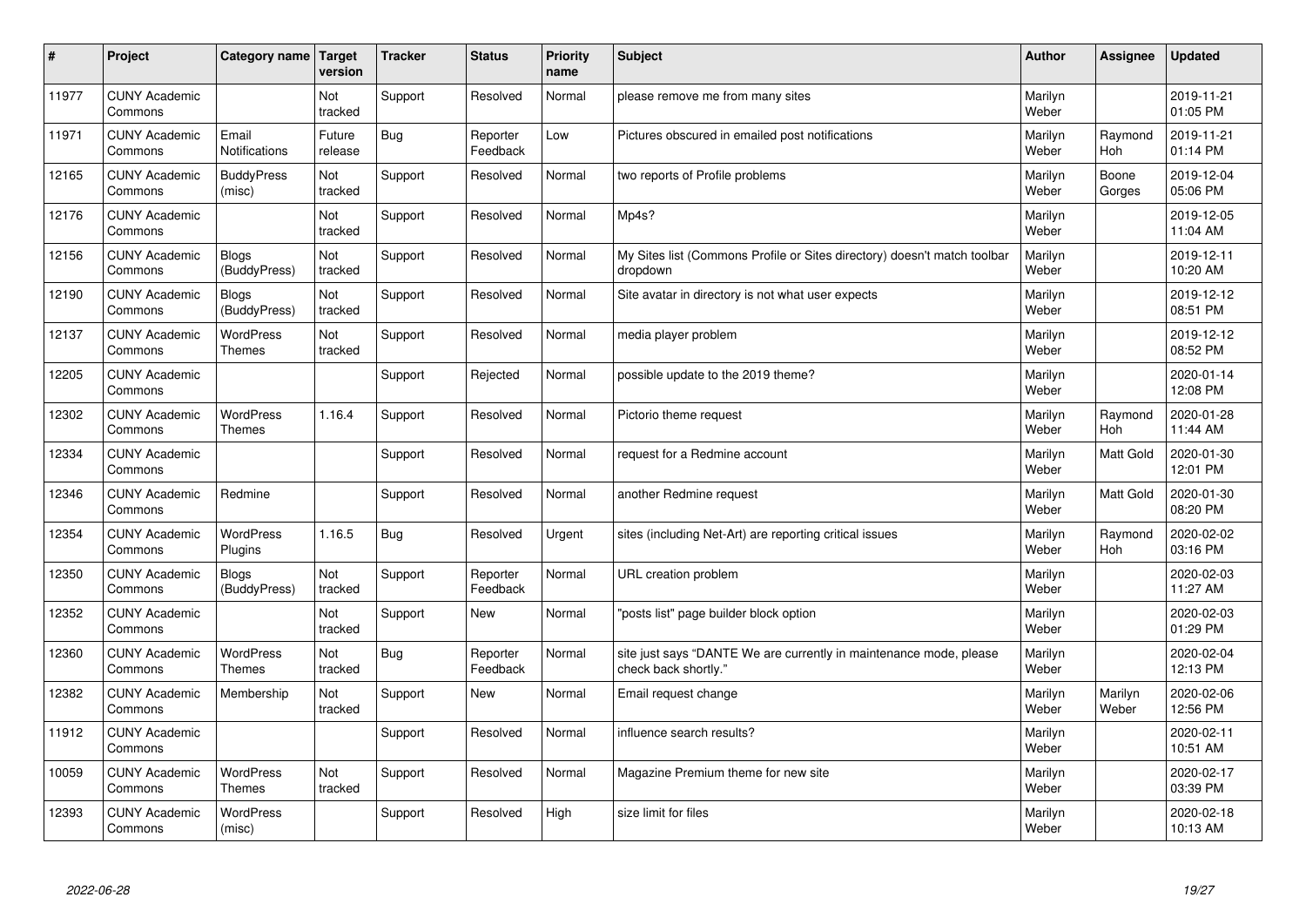| # | Project | Category name | Target version | Tracker | Status | Priority name | Subject | Author | Assignee | Updated |
|---|---|---|---|---|---|---|---|---|---|---|
| 11977 | CUNY Academic Commons | | Not tracked | Support | Resolved | Normal | please remove me from many sites | Marilyn Weber | | 2019-11-21 01:05 PM |
| 11971 | CUNY Academic Commons | Email Notifications | Future release | Bug | Reporter Feedback | Low | Pictures obscured in emailed post notifications | Marilyn Weber | Raymond Hoh | 2019-11-21 01:14 PM |
| 12165 | CUNY Academic Commons | BuddyPress (misc) | Not tracked | Support | Resolved | Normal | two reports of Profile problems | Marilyn Weber | Boone Gorges | 2019-12-04 05:06 PM |
| 12176 | CUNY Academic Commons | | Not tracked | Support | Resolved | Normal | Mp4s? | Marilyn Weber | | 2019-12-05 11:04 AM |
| 12156 | CUNY Academic Commons | Blogs (BuddyPress) | Not tracked | Support | Resolved | Normal | My Sites list (Commons Profile or Sites directory) doesn't match toolbar dropdown | Marilyn Weber | | 2019-12-11 10:20 AM |
| 12190 | CUNY Academic Commons | Blogs (BuddyPress) | Not tracked | Support | Resolved | Normal | Site avatar in directory is not what user expects | Marilyn Weber | | 2019-12-12 08:51 PM |
| 12137 | CUNY Academic Commons | WordPress Themes | Not tracked | Support | Resolved | Normal | media player problem | Marilyn Weber | | 2019-12-12 08:52 PM |
| 12205 | CUNY Academic Commons | | | Support | Rejected | Normal | possible update to the 2019 theme? | Marilyn Weber | | 2020-01-14 12:08 PM |
| 12302 | CUNY Academic Commons | WordPress Themes | 1.16.4 | Support | Resolved | Normal | Pictorio theme request | Marilyn Weber | Raymond Hoh | 2020-01-28 11:44 AM |
| 12334 | CUNY Academic Commons | | | Support | Resolved | Normal | request for a Redmine account | Marilyn Weber | Matt Gold | 2020-01-30 12:01 PM |
| 12346 | CUNY Academic Commons | Redmine | | Support | Resolved | Normal | another Redmine request | Marilyn Weber | Matt Gold | 2020-01-30 08:20 PM |
| 12354 | CUNY Academic Commons | WordPress Plugins | 1.16.5 | Bug | Resolved | Urgent | sites (including Net-Art) are reporting critical issues | Marilyn Weber | Raymond Hoh | 2020-02-02 03:16 PM |
| 12350 | CUNY Academic Commons | Blogs (BuddyPress) | Not tracked | Support | Reporter Feedback | Normal | URL creation problem | Marilyn Weber | | 2020-02-03 11:27 AM |
| 12352 | CUNY Academic Commons | | Not tracked | Support | New | Normal | "posts list" page builder block option | Marilyn Weber | | 2020-02-03 01:29 PM |
| 12360 | CUNY Academic Commons | WordPress Themes | Not tracked | Bug | Reporter Feedback | Normal | site just says "DANTE We are currently in maintenance mode, please check back shortly." | Marilyn Weber | | 2020-02-04 12:13 PM |
| 12382 | CUNY Academic Commons | Membership | Not tracked | Support | New | Normal | Email request change | Marilyn Weber | Marilyn Weber | 2020-02-06 12:56 PM |
| 11912 | CUNY Academic Commons | | | Support | Resolved | Normal | influence search results? | Marilyn Weber | | 2020-02-11 10:51 AM |
| 10059 | CUNY Academic Commons | WordPress Themes | Not tracked | Support | Resolved | Normal | Magazine Premium theme for new site | Marilyn Weber | | 2020-02-17 03:39 PM |
| 12393 | CUNY Academic Commons | WordPress (misc) | | Support | Resolved | High | size limit for files | Marilyn Weber | | 2020-02-18 10:13 AM |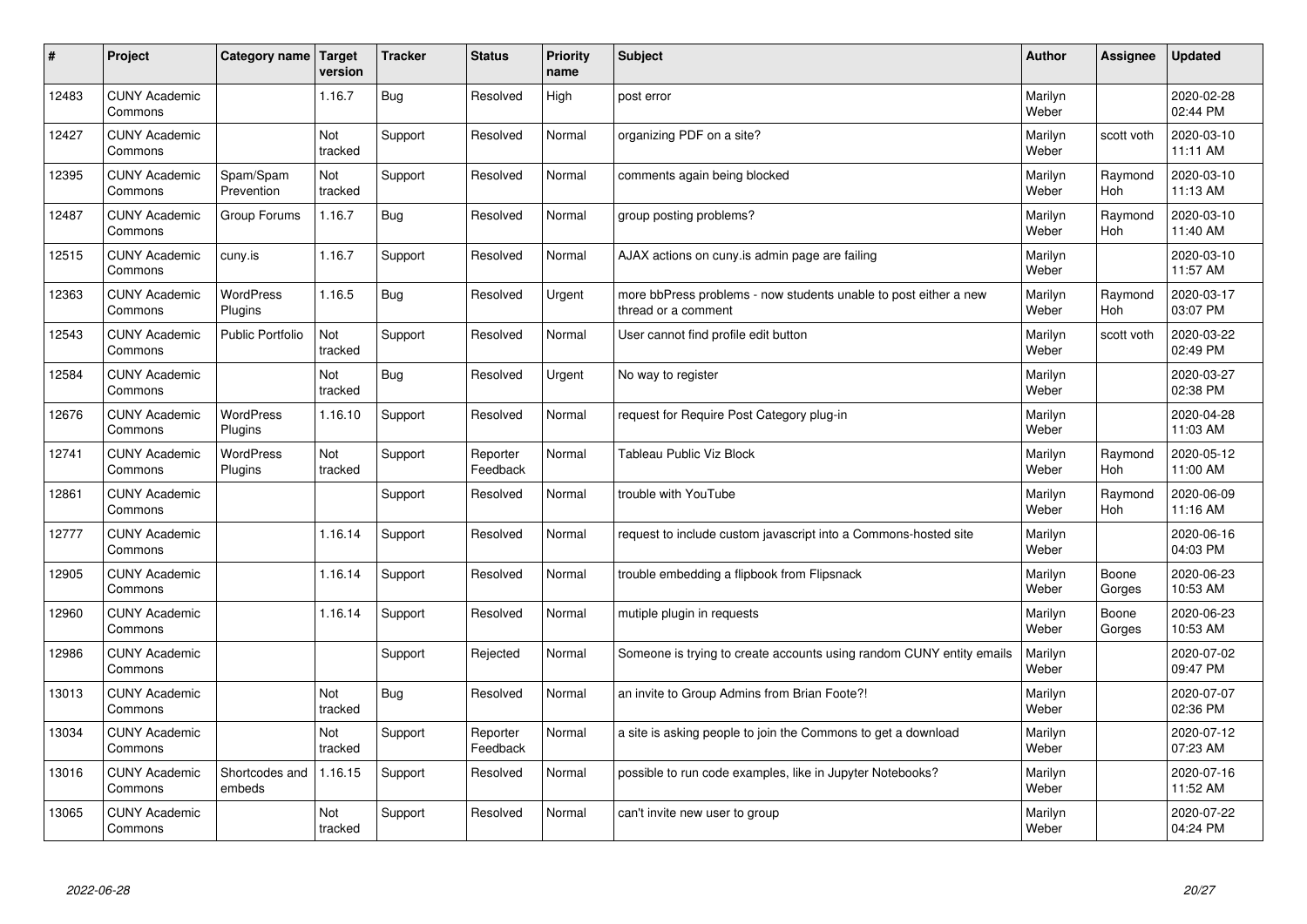| # | Project | Category name | Target version | Tracker | Status | Priority name | Subject | Author | Assignee | Updated |
|---|---|---|---|---|---|---|---|---|---|---|
| 12483 | CUNY Academic Commons | | 1.16.7 | Bug | Resolved | High | post error | Marilyn Weber | | 2020-02-28 02:44 PM |
| 12427 | CUNY Academic Commons | | Not tracked | Support | Resolved | Normal | organizing PDF on a site? | Marilyn Weber | scott voth | 2020-03-10 11:11 AM |
| 12395 | CUNY Academic Commons | Spam/Spam Prevention | Not tracked | Support | Resolved | Normal | comments again being blocked | Marilyn Weber | Raymond Hoh | 2020-03-10 11:13 AM |
| 12487 | CUNY Academic Commons | Group Forums | 1.16.7 | Bug | Resolved | Normal | group posting problems? | Marilyn Weber | Raymond Hoh | 2020-03-10 11:40 AM |
| 12515 | CUNY Academic Commons | cuny.is | 1.16.7 | Support | Resolved | Normal | AJAX actions on cuny.is admin page are failing | Marilyn Weber | | 2020-03-10 11:57 AM |
| 12363 | CUNY Academic Commons | WordPress Plugins | 1.16.5 | Bug | Resolved | Urgent | more bbPress problems - now students unable to post either a new thread or a comment | Marilyn Weber | Raymond Hoh | 2020-03-17 03:07 PM |
| 12543 | CUNY Academic Commons | Public Portfolio | Not tracked | Support | Resolved | Normal | User cannot find profile edit button | Marilyn Weber | scott voth | 2020-03-22 02:49 PM |
| 12584 | CUNY Academic Commons | | Not tracked | Bug | Resolved | Urgent | No way to register | Marilyn Weber | | 2020-03-27 02:38 PM |
| 12676 | CUNY Academic Commons | WordPress Plugins | 1.16.10 | Support | Resolved | Normal | request for Require Post Category plug-in | Marilyn Weber | | 2020-04-28 11:03 AM |
| 12741 | CUNY Academic Commons | WordPress Plugins | Not tracked | Support | Reporter Feedback | Normal | Tableau Public Viz Block | Marilyn Weber | Raymond Hoh | 2020-05-12 11:00 AM |
| 12861 | CUNY Academic Commons | | | Support | Resolved | Normal | trouble with YouTube | Marilyn Weber | Raymond Hoh | 2020-06-09 11:16 AM |
| 12777 | CUNY Academic Commons | | 1.16.14 | Support | Resolved | Normal | request to include custom javascript into a Commons-hosted site | Marilyn Weber | | 2020-06-16 04:03 PM |
| 12905 | CUNY Academic Commons | | 1.16.14 | Support | Resolved | Normal | trouble embedding a flipbook from Flipsnack | Marilyn Weber | Boone Gorges | 2020-06-23 10:53 AM |
| 12960 | CUNY Academic Commons | | 1.16.14 | Support | Resolved | Normal | mutiple plugin in requests | Marilyn Weber | Boone Gorges | 2020-06-23 10:53 AM |
| 12986 | CUNY Academic Commons | | | Support | Rejected | Normal | Someone is trying to create accounts using random CUNY entity emails | Marilyn Weber | | 2020-07-02 09:47 PM |
| 13013 | CUNY Academic Commons | | Not tracked | Bug | Resolved | Normal | an invite to Group Admins from Brian Foote?! | Marilyn Weber | | 2020-07-07 02:36 PM |
| 13034 | CUNY Academic Commons | | Not tracked | Support | Reporter Feedback | Normal | a site is asking people to join the Commons to get a download | Marilyn Weber | | 2020-07-12 07:23 AM |
| 13016 | CUNY Academic Commons | Shortcodes and embeds | 1.16.15 | Support | Resolved | Normal | possible to run code examples, like in Jupyter Notebooks? | Marilyn Weber | | 2020-07-16 11:52 AM |
| 13065 | CUNY Academic Commons | | Not tracked | Support | Resolved | Normal | can't invite new user to group | Marilyn Weber | | 2020-07-22 04:24 PM |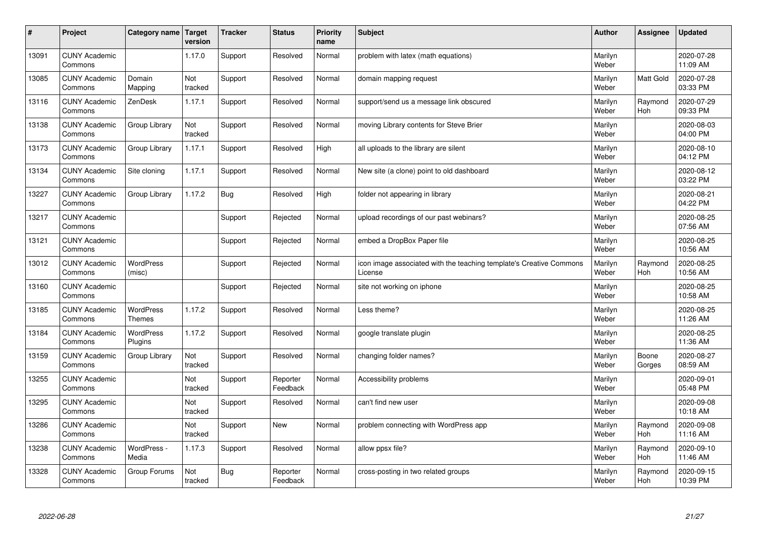| # | Project | Category name | Target version | Tracker | Status | Priority name | Subject | Author | Assignee | Updated |
|---|---|---|---|---|---|---|---|---|---|---|
| 13091 | CUNY Academic Commons | | 1.17.0 | Support | Resolved | Normal | problem with latex (math equations) | Marilyn Weber | | 2020-07-28 11:09 AM |
| 13085 | CUNY Academic Commons | Domain Mapping | Not tracked | Support | Resolved | Normal | domain mapping request | Marilyn Weber | Matt Gold | 2020-07-28 03:33 PM |
| 13116 | CUNY Academic Commons | ZenDesk | 1.17.1 | Support | Resolved | Normal | support/send us a message link obscured | Marilyn Weber | Raymond Hoh | 2020-07-29 09:33 PM |
| 13138 | CUNY Academic Commons | Group Library | Not tracked | Support | Resolved | Normal | moving Library contents for Steve Brier | Marilyn Weber | | 2020-08-03 04:00 PM |
| 13173 | CUNY Academic Commons | Group Library | 1.17.1 | Support | Resolved | High | all uploads to the library are silent | Marilyn Weber | | 2020-08-10 04:12 PM |
| 13134 | CUNY Academic Commons | Site cloning | 1.17.1 | Support | Resolved | Normal | New site (a clone) point to old dashboard | Marilyn Weber | | 2020-08-12 03:22 PM |
| 13227 | CUNY Academic Commons | Group Library | 1.17.2 | Bug | Resolved | High | folder not appearing in library | Marilyn Weber | | 2020-08-21 04:22 PM |
| 13217 | CUNY Academic Commons | | | Support | Rejected | Normal | upload recordings of our past webinars? | Marilyn Weber | | 2020-08-25 07:56 AM |
| 13121 | CUNY Academic Commons | | | Support | Rejected | Normal | embed a DropBox Paper file | Marilyn Weber | | 2020-08-25 10:56 AM |
| 13012 | CUNY Academic Commons | WordPress (misc) | | Support | Rejected | Normal | icon image associated with the teaching template's Creative Commons License | Marilyn Weber | Raymond Hoh | 2020-08-25 10:56 AM |
| 13160 | CUNY Academic Commons | | | Support | Rejected | Normal | site not working on iphone | Marilyn Weber | | 2020-08-25 10:58 AM |
| 13185 | CUNY Academic Commons | WordPress Themes | 1.17.2 | Support | Resolved | Normal | Less theme? | Marilyn Weber | | 2020-08-25 11:26 AM |
| 13184 | CUNY Academic Commons | WordPress Plugins | 1.17.2 | Support | Resolved | Normal | google translate plugin | Marilyn Weber | | 2020-08-25 11:36 AM |
| 13159 | CUNY Academic Commons | Group Library | Not tracked | Support | Resolved | Normal | changing folder names? | Marilyn Weber | Boone Gorges | 2020-08-27 08:59 AM |
| 13255 | CUNY Academic Commons | | Not tracked | Support | Reporter Feedback | Normal | Accessibility problems | Marilyn Weber | | 2020-09-01 05:48 PM |
| 13295 | CUNY Academic Commons | | Not tracked | Support | Resolved | Normal | can't find new user | Marilyn Weber | | 2020-09-08 10:18 AM |
| 13286 | CUNY Academic Commons | | Not tracked | Support | New | Normal | problem connecting with WordPress app | Marilyn Weber | Raymond Hoh | 2020-09-08 11:16 AM |
| 13238 | CUNY Academic Commons | WordPress - Media | 1.17.3 | Support | Resolved | Normal | allow ppsx file? | Marilyn Weber | Raymond Hoh | 2020-09-10 11:46 AM |
| 13328 | CUNY Academic Commons | Group Forums | Not tracked | Bug | Reporter Feedback | Normal | cross-posting in two related groups | Marilyn Weber | Raymond Hoh | 2020-09-15 10:39 PM |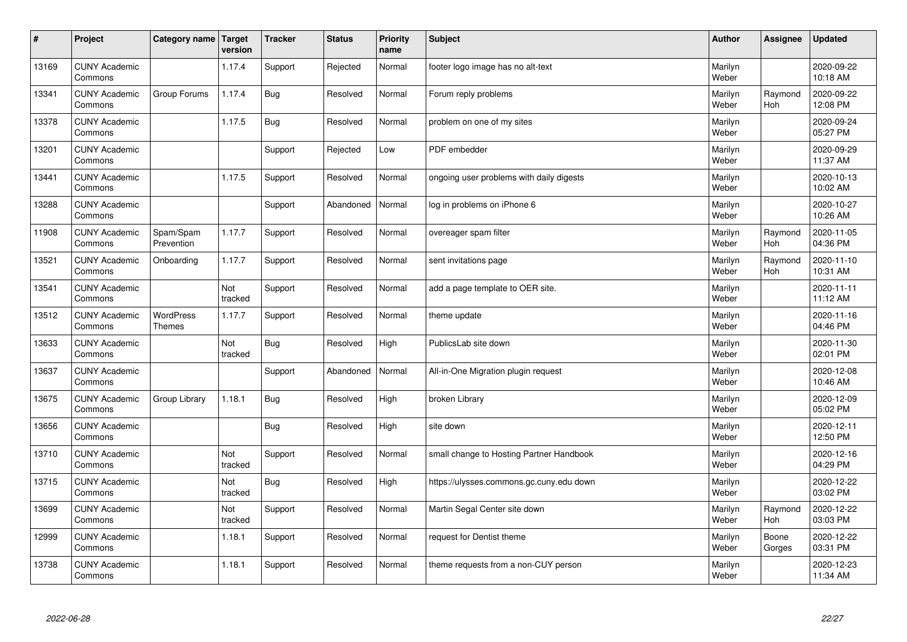| # | Project | Category name | Target version | Tracker | Status | Priority name | Subject | Author | Assignee | Updated |
|---|---|---|---|---|---|---|---|---|---|---|
| 13169 | CUNY Academic Commons | | 1.17.4 | Support | Rejected | Normal | footer logo image has no alt-text | Marilyn Weber | | 2020-09-22 10:18 AM |
| 13341 | CUNY Academic Commons | Group Forums | 1.17.4 | Bug | Resolved | Normal | Forum reply problems | Marilyn Weber | Raymond Hoh | 2020-09-22 12:08 PM |
| 13378 | CUNY Academic Commons | | 1.17.5 | Bug | Resolved | Normal | problem on one of my sites | Marilyn Weber | | 2020-09-24 05:27 PM |
| 13201 | CUNY Academic Commons | | | Support | Rejected | Low | PDF embedder | Marilyn Weber | | 2020-09-29 11:37 AM |
| 13441 | CUNY Academic Commons | | 1.17.5 | Support | Resolved | Normal | ongoing user problems with daily digests | Marilyn Weber | | 2020-10-13 10:02 AM |
| 13288 | CUNY Academic Commons | | | Support | Abandoned | Normal | log in problems on iPhone 6 | Marilyn Weber | | 2020-10-27 10:26 AM |
| 11908 | CUNY Academic Commons | Spam/Spam Prevention | 1.17.7 | Support | Resolved | Normal | overeager spam filter | Marilyn Weber | Raymond Hoh | 2020-11-05 04:36 PM |
| 13521 | CUNY Academic Commons | Onboarding | 1.17.7 | Support | Resolved | Normal | sent invitations page | Marilyn Weber | Raymond Hoh | 2020-11-10 10:31 AM |
| 13541 | CUNY Academic Commons | | Not tracked | Support | Resolved | Normal | add a page template to OER site. | Marilyn Weber | | 2020-11-11 11:12 AM |
| 13512 | CUNY Academic Commons | WordPress Themes | 1.17.7 | Support | Resolved | Normal | theme update | Marilyn Weber | | 2020-11-16 04:46 PM |
| 13633 | CUNY Academic Commons | | Not tracked | Bug | Resolved | High | PublicsLab site down | Marilyn Weber | | 2020-11-30 02:01 PM |
| 13637 | CUNY Academic Commons | | | Support | Abandoned | Normal | All-in-One Migration plugin request | Marilyn Weber | | 2020-12-08 10:46 AM |
| 13675 | CUNY Academic Commons | Group Library | 1.18.1 | Bug | Resolved | High | broken Library | Marilyn Weber | | 2020-12-09 05:02 PM |
| 13656 | CUNY Academic Commons | | | Bug | Resolved | High | site down | Marilyn Weber | | 2020-12-11 12:50 PM |
| 13710 | CUNY Academic Commons | | Not tracked | Support | Resolved | Normal | small change to Hosting Partner Handbook | Marilyn Weber | | 2020-12-16 04:29 PM |
| 13715 | CUNY Academic Commons | | Not tracked | Bug | Resolved | High | https://ulysses.commons.gc.cuny.edu down | Marilyn Weber | | 2020-12-22 03:02 PM |
| 13699 | CUNY Academic Commons | | Not tracked | Support | Resolved | Normal | Martin Segal Center site down | Marilyn Weber | Raymond Hoh | 2020-12-22 03:03 PM |
| 12999 | CUNY Academic Commons | | 1.18.1 | Support | Resolved | Normal | request for Dentist theme | Marilyn Weber | Boone Gorges | 2020-12-22 03:31 PM |
| 13738 | CUNY Academic Commons | | 1.18.1 | Support | Resolved | Normal | theme requests from a non-CUY person | Marilyn Weber | | 2020-12-23 11:34 AM |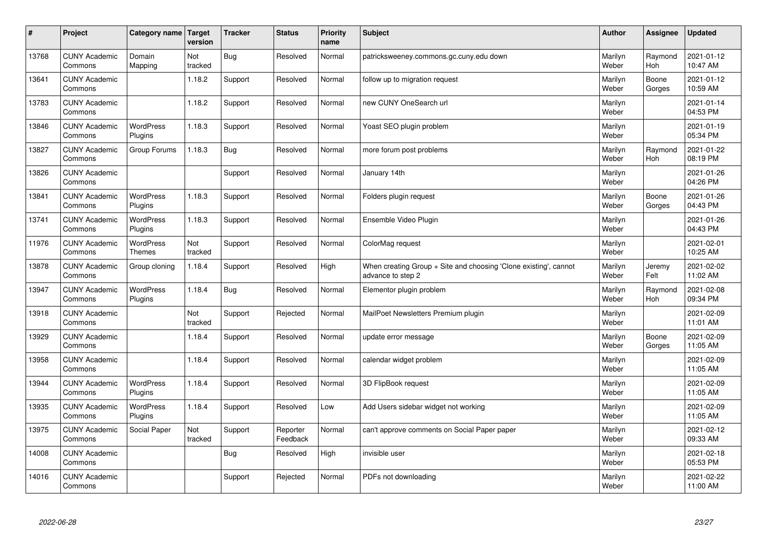| # | Project | Category name | Target version | Tracker | Status | Priority name | Subject | Author | Assignee | Updated |
|---|---|---|---|---|---|---|---|---|---|---|
| 13768 | CUNY Academic Commons | Domain Mapping | Not tracked | Bug | Resolved | Normal | patricksweeney.commons.gc.cuny.edu down | Marilyn Weber | Raymond Hoh | 2021-01-12 10:47 AM |
| 13641 | CUNY Academic Commons | | 1.18.2 | Support | Resolved | Normal | follow up to migration request | Marilyn Weber | Boone Gorges | 2021-01-12 10:59 AM |
| 13783 | CUNY Academic Commons | | 1.18.2 | Support | Resolved | Normal | new CUNY OneSearch url | Marilyn Weber | | 2021-01-14 04:53 PM |
| 13846 | CUNY Academic Commons | WordPress Plugins | 1.18.3 | Support | Resolved | Normal | Yoast SEO plugin problem | Marilyn Weber | | 2021-01-19 05:34 PM |
| 13827 | CUNY Academic Commons | Group Forums | 1.18.3 | Bug | Resolved | Normal | more forum post problems | Marilyn Weber | Raymond Hoh | 2021-01-22 08:19 PM |
| 13826 | CUNY Academic Commons | | | Support | Resolved | Normal | January 14th | Marilyn Weber | | 2021-01-26 04:26 PM |
| 13841 | CUNY Academic Commons | WordPress Plugins | 1.18.3 | Support | Resolved | Normal | Folders plugin request | Marilyn Weber | Boone Gorges | 2021-01-26 04:43 PM |
| 13741 | CUNY Academic Commons | WordPress Plugins | 1.18.3 | Support | Resolved | Normal | Ensemble Video Plugin | Marilyn Weber | | 2021-01-26 04:43 PM |
| 11976 | CUNY Academic Commons | WordPress Themes | Not tracked | Support | Resolved | Normal | ColorMag request | Marilyn Weber | | 2021-02-01 10:25 AM |
| 13878 | CUNY Academic Commons | Group cloning | 1.18.4 | Support | Resolved | High | When creating Group + Site and choosing 'Clone existing', cannot advance to step 2 | Marilyn Weber | Jeremy Felt | 2021-02-02 11:02 AM |
| 13947 | CUNY Academic Commons | WordPress Plugins | 1.18.4 | Bug | Resolved | Normal | Elementor plugin problem | Marilyn Weber | Raymond Hoh | 2021-02-08 09:34 PM |
| 13918 | CUNY Academic Commons | | Not tracked | Support | Rejected | Normal | MailPoet Newsletters Premium plugin | Marilyn Weber | | 2021-02-09 11:01 AM |
| 13929 | CUNY Academic Commons | | 1.18.4 | Support | Resolved | Normal | update error message | Marilyn Weber | Boone Gorges | 2021-02-09 11:05 AM |
| 13958 | CUNY Academic Commons | | 1.18.4 | Support | Resolved | Normal | calendar widget problem | Marilyn Weber | | 2021-02-09 11:05 AM |
| 13944 | CUNY Academic Commons | WordPress Plugins | 1.18.4 | Support | Resolved | Normal | 3D FlipBook request | Marilyn Weber | | 2021-02-09 11:05 AM |
| 13935 | CUNY Academic Commons | WordPress Plugins | 1.18.4 | Support | Resolved | Low | Add Users sidebar widget not working | Marilyn Weber | | 2021-02-09 11:05 AM |
| 13975 | CUNY Academic Commons | Social Paper | Not tracked | Support | Reporter Feedback | Normal | can't approve comments on Social Paper paper | Marilyn Weber | | 2021-02-12 09:33 AM |
| 14008 | CUNY Academic Commons | | | Bug | Resolved | High | invisible user | Marilyn Weber | | 2021-02-18 05:53 PM |
| 14016 | CUNY Academic Commons | | | Support | Rejected | Normal | PDFs not downloading | Marilyn Weber | | 2021-02-22 11:00 AM |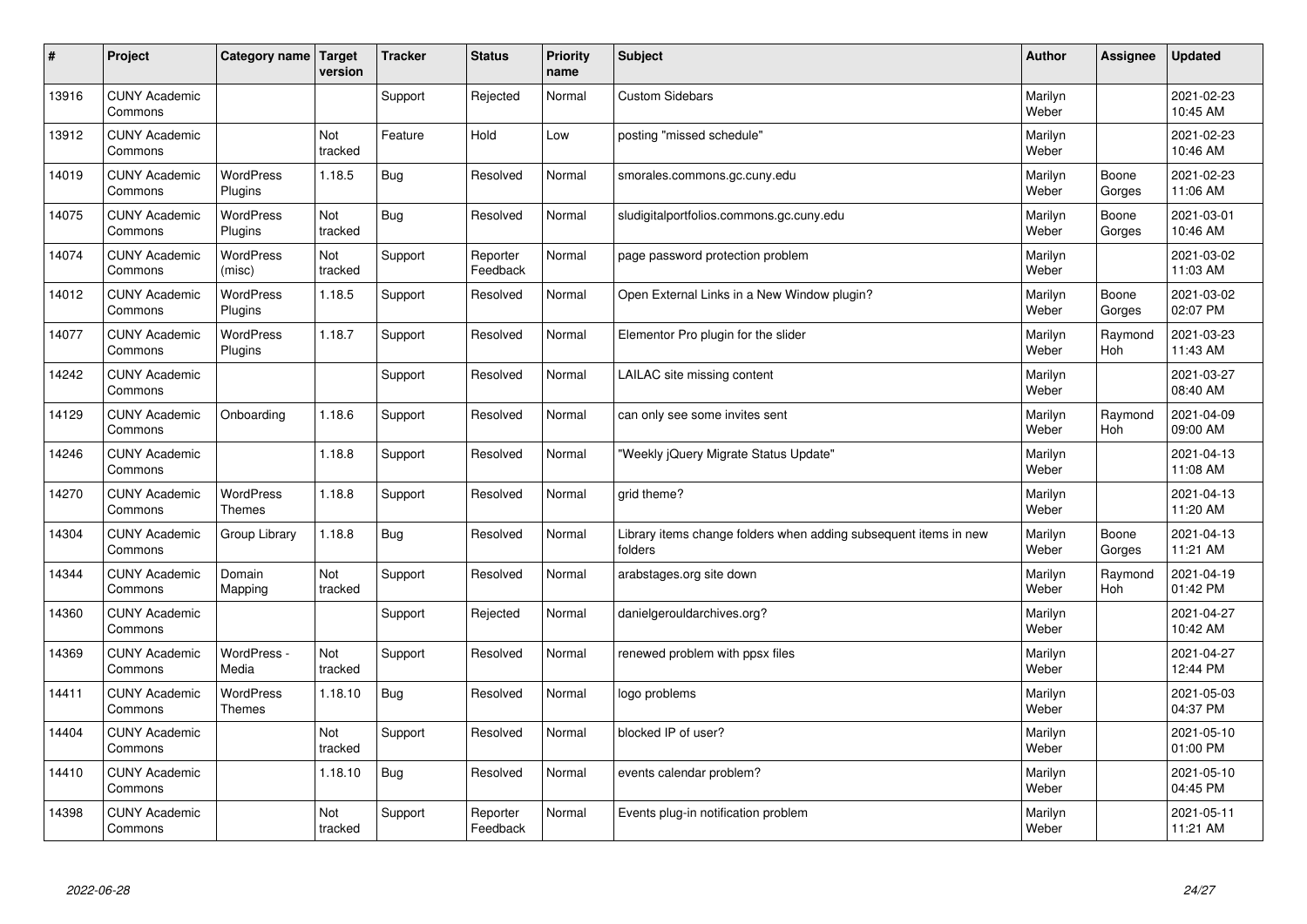| # | Project | Category name | Target version | Tracker | Status | Priority name | Subject | Author | Assignee | Updated |
|---|---|---|---|---|---|---|---|---|---|---|
| 13916 | CUNY Academic Commons | | | Support | Rejected | Normal | Custom Sidebars | Marilyn Weber | | 2021-02-23 10:45 AM |
| 13912 | CUNY Academic Commons | | Not tracked | Feature | Hold | Low | posting "missed schedule" | Marilyn Weber | | 2021-02-23 10:46 AM |
| 14019 | CUNY Academic Commons | WordPress Plugins | 1.18.5 | Bug | Resolved | Normal | smorales.commons.gc.cuny.edu | Marilyn Weber | Boone Gorges | 2021-02-23 11:06 AM |
| 14075 | CUNY Academic Commons | WordPress Plugins | Not tracked | Bug | Resolved | Normal | sludigitalportfolios.commons.gc.cuny.edu | Marilyn Weber | Boone Gorges | 2021-03-01 10:46 AM |
| 14074 | CUNY Academic Commons | WordPress (misc) | Not tracked | Support | Reporter Feedback | Normal | page password protection problem | Marilyn Weber | | 2021-03-02 11:03 AM |
| 14012 | CUNY Academic Commons | WordPress Plugins | 1.18.5 | Support | Resolved | Normal | Open External Links in a New Window plugin? | Marilyn Weber | Boone Gorges | 2021-03-02 02:07 PM |
| 14077 | CUNY Academic Commons | WordPress Plugins | 1.18.7 | Support | Resolved | Normal | Elementor Pro plugin for the slider | Marilyn Weber | Raymond Hoh | 2021-03-23 11:43 AM |
| 14242 | CUNY Academic Commons | | | Support | Resolved | Normal | LAILAC site missing content | Marilyn Weber | | 2021-03-27 08:40 AM |
| 14129 | CUNY Academic Commons | Onboarding | 1.18.6 | Support | Resolved | Normal | can only see some invites sent | Marilyn Weber | Raymond Hoh | 2021-04-09 09:00 AM |
| 14246 | CUNY Academic Commons | | 1.18.8 | Support | Resolved | Normal | "Weekly jQuery Migrate Status Update" | Marilyn Weber | | 2021-04-13 11:08 AM |
| 14270 | CUNY Academic Commons | WordPress Themes | 1.18.8 | Support | Resolved | Normal | grid theme? | Marilyn Weber | | 2021-04-13 11:20 AM |
| 14304 | CUNY Academic Commons | Group Library | 1.18.8 | Bug | Resolved | Normal | Library items change folders when adding subsequent items in new folders | Marilyn Weber | Boone Gorges | 2021-04-13 11:21 AM |
| 14344 | CUNY Academic Commons | Domain Mapping | Not tracked | Support | Resolved | Normal | arabstages.org site down | Marilyn Weber | Raymond Hoh | 2021-04-19 01:42 PM |
| 14360 | CUNY Academic Commons | | | Support | Rejected | Normal | danielgerouldarchives.org? | Marilyn Weber | | 2021-04-27 10:42 AM |
| 14369 | CUNY Academic Commons | WordPress - Media | Not tracked | Support | Resolved | Normal | renewed problem with ppsx files | Marilyn Weber | | 2021-04-27 12:44 PM |
| 14411 | CUNY Academic Commons | WordPress Themes | 1.18.10 | Bug | Resolved | Normal | logo problems | Marilyn Weber | | 2021-05-03 04:37 PM |
| 14404 | CUNY Academic Commons | | Not tracked | Support | Resolved | Normal | blocked IP of user? | Marilyn Weber | | 2021-05-10 01:00 PM |
| 14410 | CUNY Academic Commons | | 1.18.10 | Bug | Resolved | Normal | events calendar problem? | Marilyn Weber | | 2021-05-10 04:45 PM |
| 14398 | CUNY Academic Commons | | Not tracked | Support | Reporter Feedback | Normal | Events plug-in notification problem | Marilyn Weber | | 2021-05-11 11:21 AM |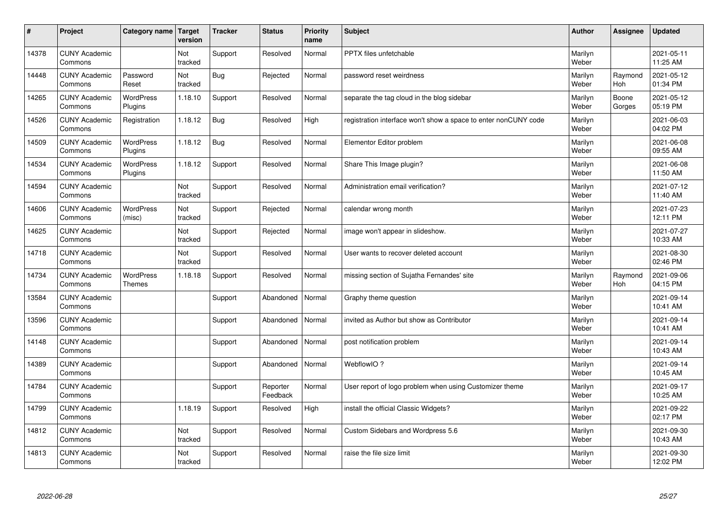| # | Project | Category name | Target version | Tracker | Status | Priority name | Subject | Author | Assignee | Updated |
|---|---|---|---|---|---|---|---|---|---|---|
| 14378 | CUNY Academic Commons | | Not tracked | Support | Resolved | Normal | PPTX files unfetchable | Marilyn Weber | | 2021-05-11 11:25 AM |
| 14448 | CUNY Academic Commons | Password Reset | Not tracked | Bug | Rejected | Normal | password reset weirdness | Marilyn Weber | Raymond Hoh | 2021-05-12 01:34 PM |
| 14265 | CUNY Academic Commons | WordPress Plugins | 1.18.10 | Support | Resolved | Normal | separate the tag cloud in the blog sidebar | Marilyn Weber | Boone Gorges | 2021-05-12 05:19 PM |
| 14526 | CUNY Academic Commons | Registration | 1.18.12 | Bug | Resolved | High | registration interface won't show a space to enter nonCUNY code | Marilyn Weber | | 2021-06-03 04:02 PM |
| 14509 | CUNY Academic Commons | WordPress Plugins | 1.18.12 | Bug | Resolved | Normal | Elementor Editor problem | Marilyn Weber | | 2021-06-08 09:55 AM |
| 14534 | CUNY Academic Commons | WordPress Plugins | 1.18.12 | Support | Resolved | Normal | Share This Image plugin? | Marilyn Weber | | 2021-06-08 11:50 AM |
| 14594 | CUNY Academic Commons | | Not tracked | Support | Resolved | Normal | Administration email verification? | Marilyn Weber | | 2021-07-12 11:40 AM |
| 14606 | CUNY Academic Commons | WordPress (misc) | Not tracked | Support | Rejected | Normal | calendar wrong month | Marilyn Weber | | 2021-07-23 12:11 PM |
| 14625 | CUNY Academic Commons | | Not tracked | Support | Rejected | Normal | image won't appear in slideshow. | Marilyn Weber | | 2021-07-27 10:33 AM |
| 14718 | CUNY Academic Commons | | Not tracked | Support | Resolved | Normal | User wants to recover deleted account | Marilyn Weber | | 2021-08-30 02:46 PM |
| 14734 | CUNY Academic Commons | WordPress Themes | 1.18.18 | Support | Resolved | Normal | missing section of Sujatha Fernandes' site | Marilyn Weber | Raymond Hoh | 2021-09-06 04:15 PM |
| 13584 | CUNY Academic Commons | | | Support | Abandoned | Normal | Graphy theme question | Marilyn Weber | | 2021-09-14 10:41 AM |
| 13596 | CUNY Academic Commons | | | Support | Abandoned | Normal | invited as Author but show as Contributor | Marilyn Weber | | 2021-09-14 10:41 AM |
| 14148 | CUNY Academic Commons | | | Support | Abandoned | Normal | post notification problem | Marilyn Weber | | 2021-09-14 10:43 AM |
| 14389 | CUNY Academic Commons | | | Support | Abandoned | Normal | WebflowIO ? | Marilyn Weber | | 2021-09-14 10:45 AM |
| 14784 | CUNY Academic Commons | | | Support | Reporter Feedback | Normal | User report of logo problem when using Customizer theme | Marilyn Weber | | 2021-09-17 10:25 AM |
| 14799 | CUNY Academic Commons | | 1.18.19 | Support | Resolved | High | install the official Classic Widgets? | Marilyn Weber | | 2021-09-22 02:17 PM |
| 14812 | CUNY Academic Commons | | Not tracked | Support | Resolved | Normal | Custom Sidebars and Wordpress 5.6 | Marilyn Weber | | 2021-09-30 10:43 AM |
| 14813 | CUNY Academic Commons | | Not tracked | Support | Resolved | Normal | raise the file size limit | Marilyn Weber | | 2021-09-30 12:02 PM |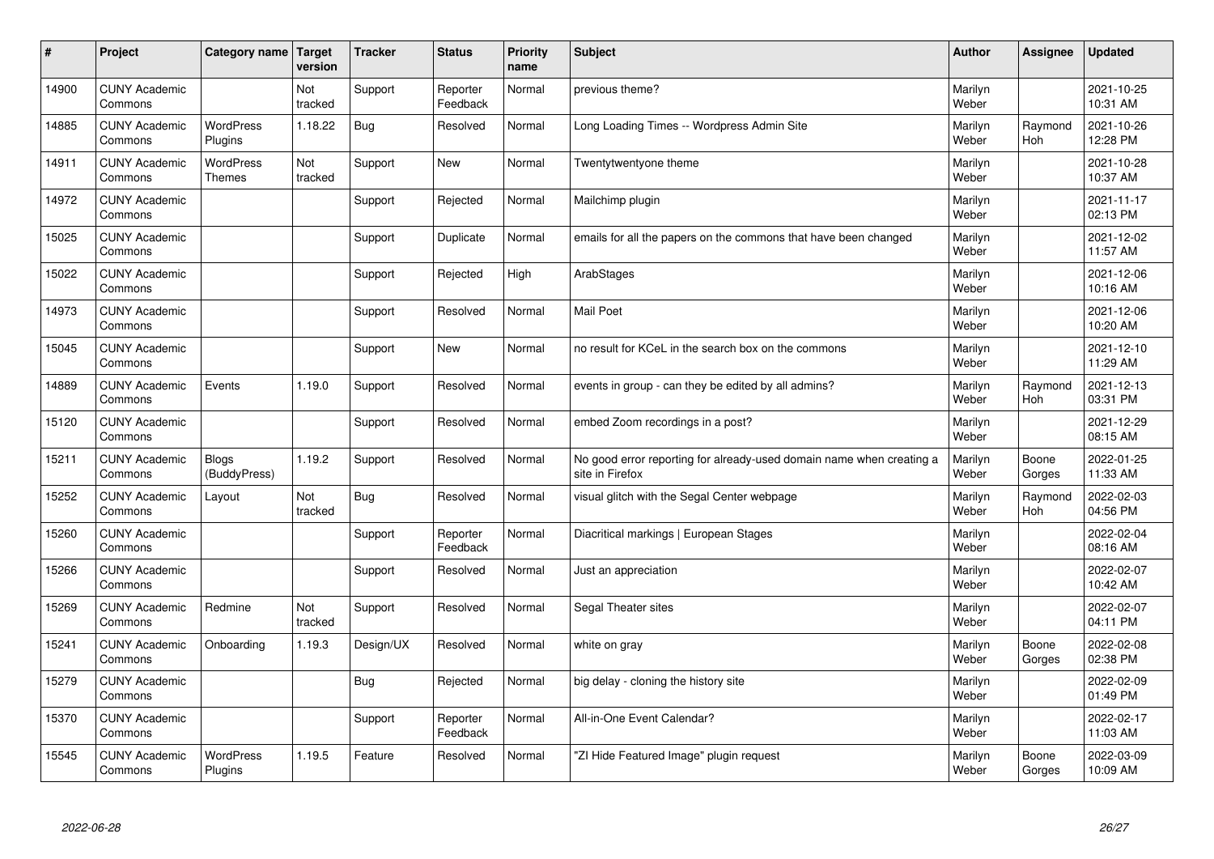| # | Project | Category name | Target version | Tracker | Status | Priority name | Subject | Author | Assignee | Updated |
|---|---|---|---|---|---|---|---|---|---|---|
| 14900 | CUNY Academic Commons | | Not tracked | Support | Reporter Feedback | Normal | previous theme? | Marilyn Weber | | 2021-10-25 10:31 AM |
| 14885 | CUNY Academic Commons | WordPress Plugins | 1.18.22 | Bug | Resolved | Normal | Long Loading Times -- Wordpress Admin Site | Marilyn Weber | Raymond Hoh | 2021-10-26 12:28 PM |
| 14911 | CUNY Academic Commons | WordPress Themes | Not tracked | Support | New | Normal | Twentytwentyone theme | Marilyn Weber | | 2021-10-28 10:37 AM |
| 14972 | CUNY Academic Commons | | | Support | Rejected | Normal | Mailchimp plugin | Marilyn Weber | | 2021-11-17 02:13 PM |
| 15025 | CUNY Academic Commons | | | Support | Duplicate | Normal | emails for all the papers on the commons that have been changed | Marilyn Weber | | 2021-12-02 11:57 AM |
| 15022 | CUNY Academic Commons | | | Support | Rejected | High | ArabStages | Marilyn Weber | | 2021-12-06 10:16 AM |
| 14973 | CUNY Academic Commons | | | Support | Resolved | Normal | Mail Poet | Marilyn Weber | | 2021-12-06 10:20 AM |
| 15045 | CUNY Academic Commons | | | Support | New | Normal | no result for KCeL in the search box on the commons | Marilyn Weber | | 2021-12-10 11:29 AM |
| 14889 | CUNY Academic Commons | Events | 1.19.0 | Support | Resolved | Normal | events in group - can they be edited by all admins? | Marilyn Weber | Raymond Hoh | 2021-12-13 03:31 PM |
| 15120 | CUNY Academic Commons | | | Support | Resolved | Normal | embed Zoom recordings in a post? | Marilyn Weber | | 2021-12-29 08:15 AM |
| 15211 | CUNY Academic Commons | Blogs (BuddyPress) | 1.19.2 | Support | Resolved | Normal | No good error reporting for already-used domain name when creating a site in Firefox | Marilyn Weber | Boone Gorges | 2022-01-25 11:33 AM |
| 15252 | CUNY Academic Commons | Layout | Not tracked | Bug | Resolved | Normal | visual glitch with the Segal Center webpage | Marilyn Weber | Raymond Hoh | 2022-02-03 04:56 PM |
| 15260 | CUNY Academic Commons | | | Support | Reporter Feedback | Normal | Diacritical markings \| European Stages | Marilyn Weber | | 2022-02-04 08:16 AM |
| 15266 | CUNY Academic Commons | | | Support | Resolved | Normal | Just an appreciation | Marilyn Weber | | 2022-02-07 10:42 AM |
| 15269 | CUNY Academic Commons | Redmine | Not tracked | Support | Resolved | Normal | Segal Theater sites | Marilyn Weber | | 2022-02-07 04:11 PM |
| 15241 | CUNY Academic Commons | Onboarding | 1.19.3 | Design/UX | Resolved | Normal | white on gray | Marilyn Weber | Boone Gorges | 2022-02-08 02:38 PM |
| 15279 | CUNY Academic Commons | | | Bug | Rejected | Normal | big delay - cloning the history site | Marilyn Weber | | 2022-02-09 01:49 PM |
| 15370 | CUNY Academic Commons | | | Support | Reporter Feedback | Normal | All-in-One Event Calendar? | Marilyn Weber | | 2022-02-17 11:03 AM |
| 15545 | CUNY Academic Commons | WordPress Plugins | 1.19.5 | Feature | Resolved | Normal | "ZI Hide Featured Image" plugin request | Marilyn Weber | Boone Gorges | 2022-03-09 10:09 AM |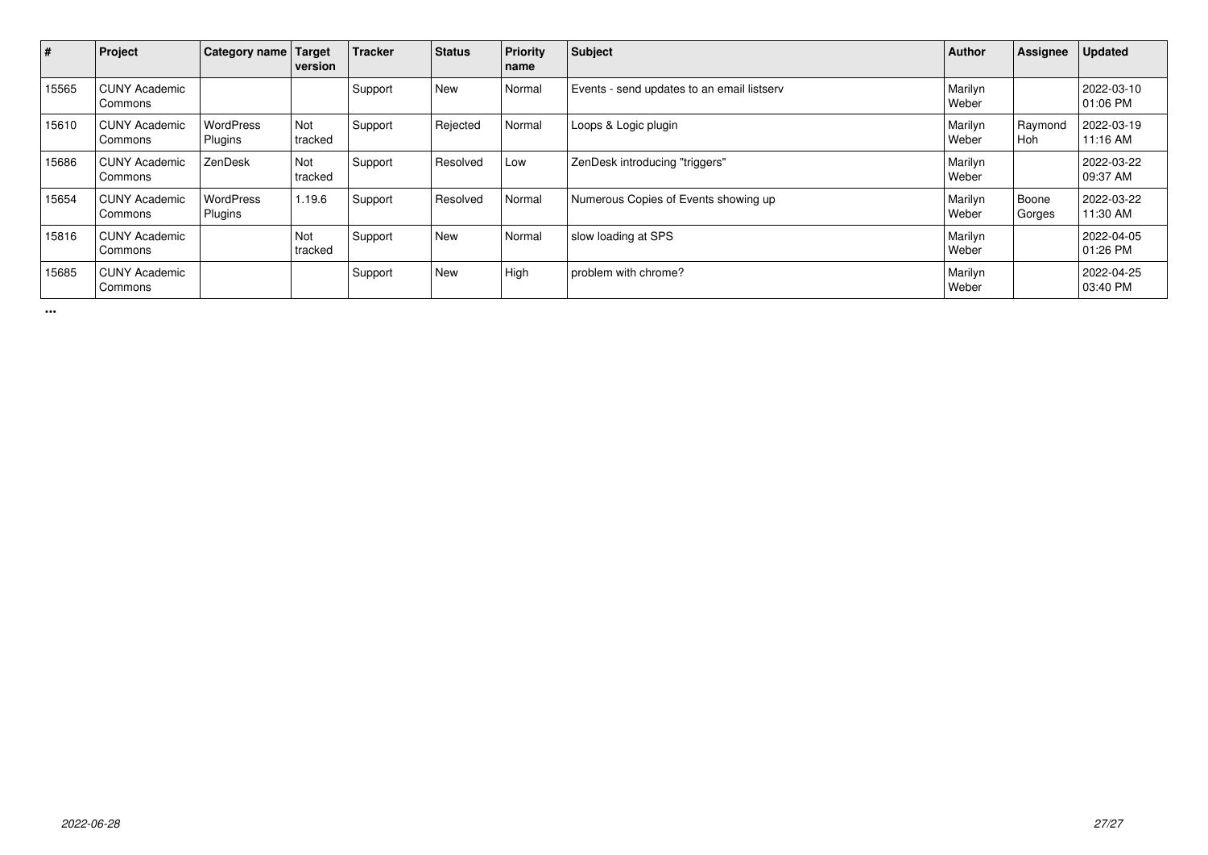| # | Project | Category name | Target version | Tracker | Status | Priority name | Subject | Author | Assignee | Updated |
|---|---|---|---|---|---|---|---|---|---|---|
| 15565 | CUNY Academic Commons | | | Support | New | Normal | Events - send updates to an email listserv | Marilyn Weber | | 2022-03-10 01:06 PM |
| 15610 | CUNY Academic Commons | WordPress Plugins | Not tracked | Support | Rejected | Normal | Loops & Logic plugin | Marilyn Weber | Raymond Hoh | 2022-03-19 11:16 AM |
| 15686 | CUNY Academic Commons | ZenDesk | Not tracked | Support | Resolved | Low | ZenDesk introducing "triggers" | Marilyn Weber | | 2022-03-22 09:37 AM |
| 15654 | CUNY Academic Commons | WordPress Plugins | 1.19.6 | Support | Resolved | Normal | Numerous Copies of Events showing up | Marilyn Weber | Boone Gorges | 2022-03-22 11:30 AM |
| 15816 | CUNY Academic Commons | | Not tracked | Support | New | Normal | slow loading at SPS | Marilyn Weber | | 2022-04-05 01:26 PM |
| 15685 | CUNY Academic Commons | | | Support | New | High | problem with chrome? | Marilyn Weber | | 2022-04-25 03:40 PM |

...